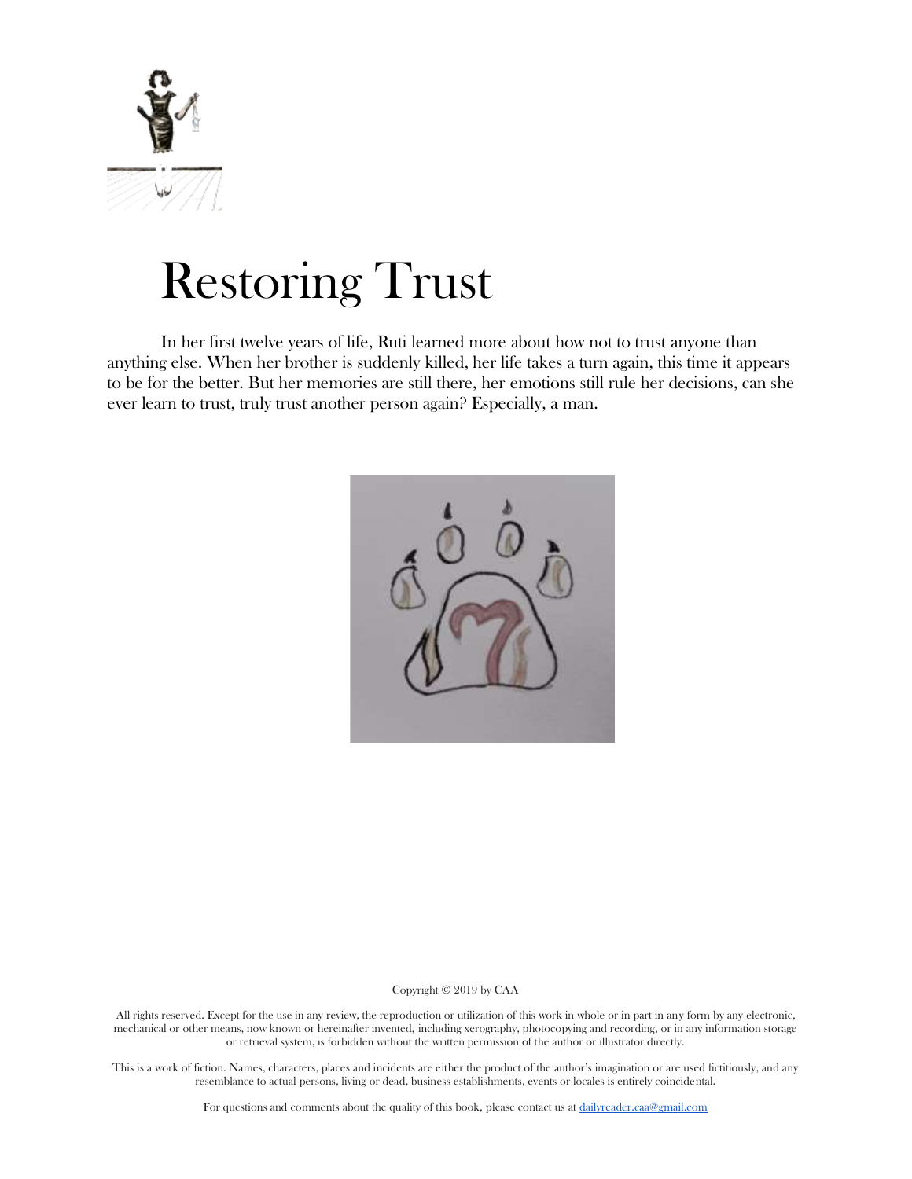# Restoring Trust

In her first twelve years of life, Ruti learned more about how not to trust anyone than anything else. When her brother is suddenly killed, her life takes a turn again, this time it appears to be for the better. But her memories are still there, her emotions still rule her decisions, can she ever learn to trust, truly trust another person again? Especially, a man.

Copyright © 2019 by CAA

All rights reserved. Except for the use in any review, the reproduction or utilization of this work in whole or in part in any form by any electronic, mechanical or other means, now known or hereinafter invented, including xerography, photocopying and recording, or in any information storage or retrieval system, is forbidden without the written permission of the author or illustrator directly.

This is a work of fiction. Names, characters, places and incidents are either the product of the author's imagination or are used fictitiously, and any resemblance to actual persons, living or dead, business establishments, events or locales is entirely coincidental.

For questions and comments about the quality of this book, please contact us at [dailyreader.caa@gmail.com](mailto:dailyreader.caa@gmail.com)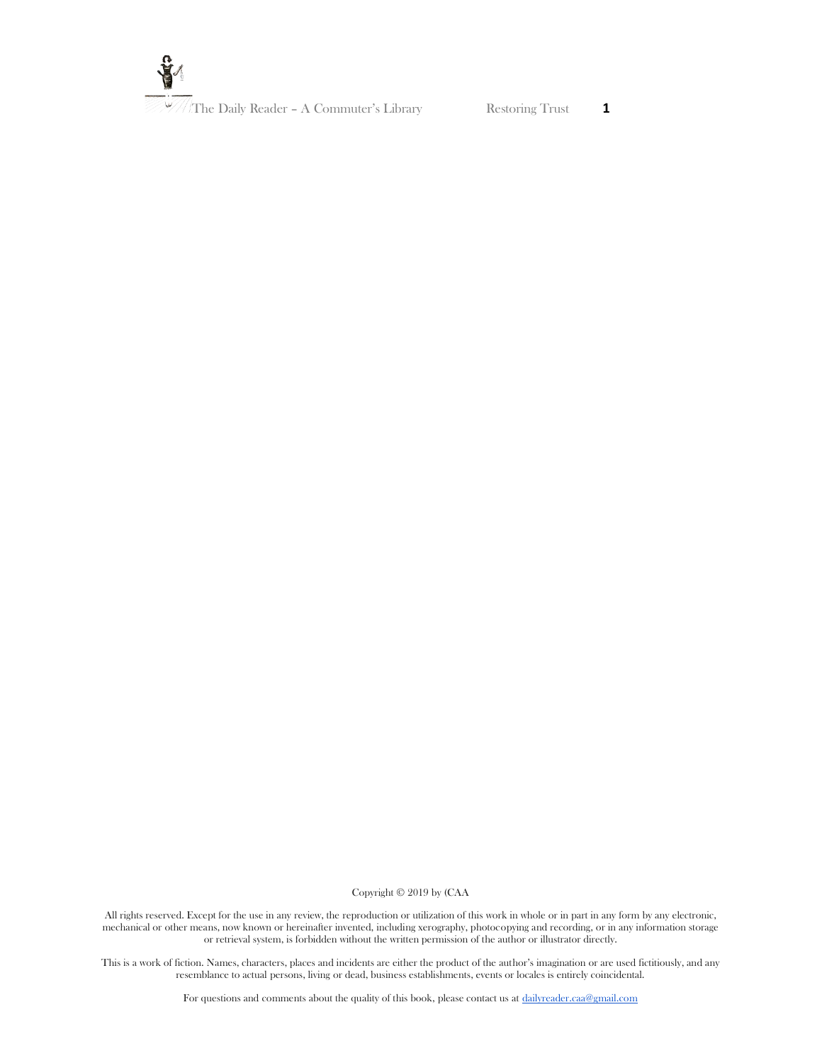Copyright © 2019 by (CAA

All rights reserved. Except for the use in any review, the reproduction or utilization of this work in whole or in part in any form by any electronic, mechanical or other means, now known or hereinafter invented, including xerography, photocopying and recording, or in any information storage or retrieval system, is forbidden without the written permission of the author or illustrator directly.

This is a work of fiction. Names, characters, places and incidents are either the product of the author's imagination or are used fictitiously, and any resemblance to actual persons, living or dead, business establishments, events or locales is entirely coincidental.

For questions and comments about the quality of this book, please contact us at dailyreader.caa@gmail.com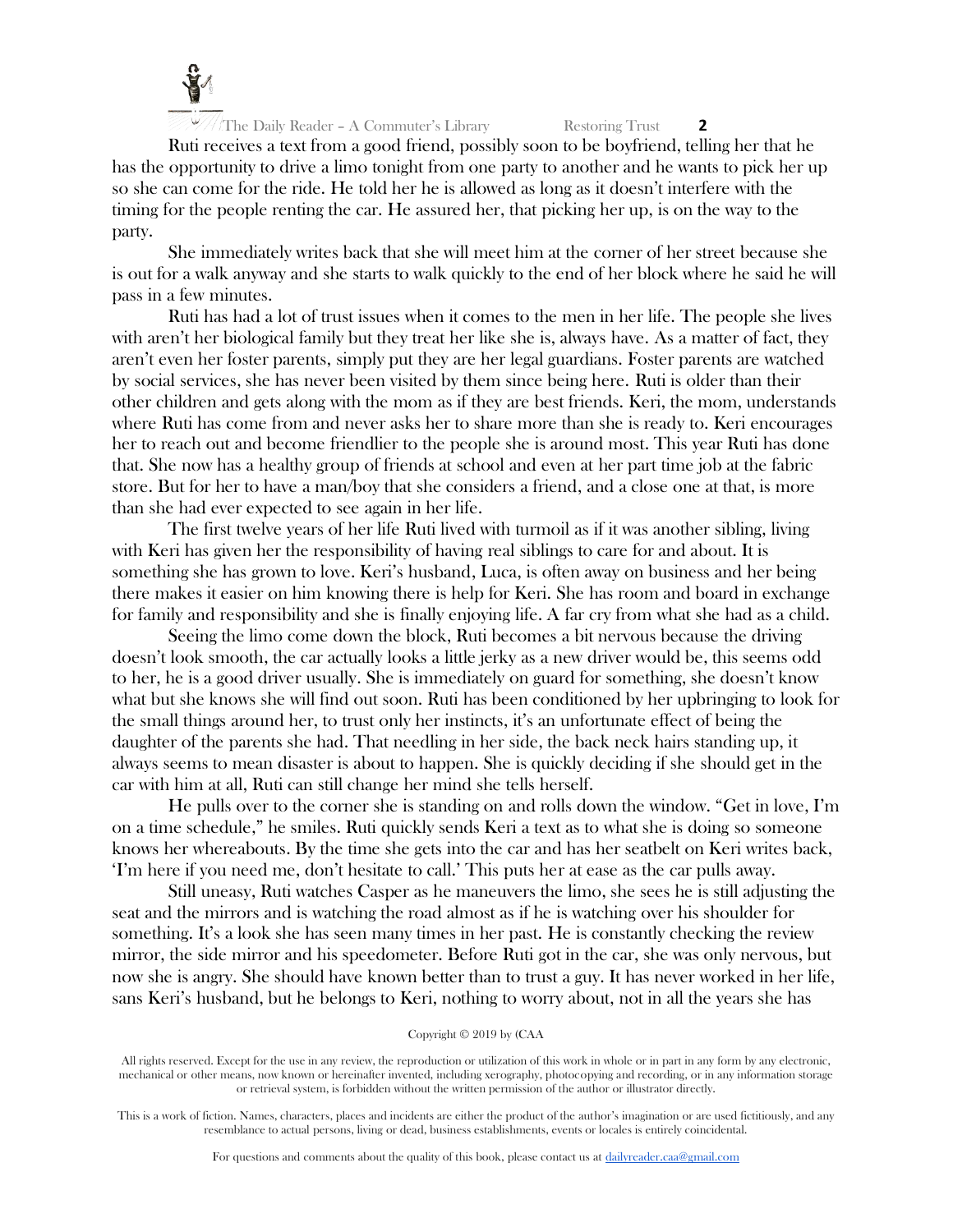Ruti receives a text from a good friend, possibly soon to be boyfriend, telling her that he has the opportunity to drive a limo tonight from one party to another and he wants to pick her up so she can come for the ride. He told her he is allowed as long as it doesn't interfere with the timing for the people renting the car. He assured her, that picking her up, is on the way to the party.

She immediately writes back that she will meet him at the corner of her street because she is out for a walk anyway and she starts to walk quickly to the end of her block where he said he will pass in a few minutes.

Ruti has had a lot of trust issues when it comes to the men in her life. The people she lives with aren't her biological family but they treat her like she is, always have. As a matter of fact, they aren't even her foster parents, simply put they are her legal guardians. Foster parents are watched by social services, she has never been visited by them since being here. Ruti is older than their other children and gets along with the mom as if they are best friends. Keri, the mom, understands where Ruti has come from and never asks her to share more than she is ready to. Keri encourages her to reach out and become friendlier to the people she is around most. This year Ruti has done that. She now has a healthy group of friends at school and even at her part time job at the fabric store. But for her to have a man/boy that she considers a friend, and a close one at that, is more than she had ever expected to see again in her life.

The first twelve years of her life Ruti lived with turmoil as if it was another sibling, living with Keri has given her the responsibility of having real siblings to care for and about. It is something she has grown to love. Keri's husband, Luca, is often away on business and her being there makes it easier on him knowing there is help for Keri. She has room and board in exchange for family and responsibility and she is finally enjoying life. A far cry from what she had as a child.

Seeing the limo come down the block, Ruti becomes a bit nervous because the driving doesn't look smooth, the car actually looks a little jerky as a new driver would be, this seems odd to her, he is a good driver usually. She is immediately on guard for something, she doesn't know what but she knows she will find out soon. Ruti has been conditioned by her upbringing to look for the small things around her, to trust only her instincts, it's an unfortunate effect of being the daughter of the parents she had. That needling in her side, the back neck hairs standing up, it always seems to mean disaster is about to happen. She is quickly deciding if she should get in the car with him at all, Ruti can still change her mind she tells herself.

He pulls over to the corner she is standing on and rolls down the window. "Get in love, I'm on a time schedule," he smiles. Ruti quickly sends Keri a text as to what she is doing so someone knows her whereabouts. By the time she gets into the car and has her seatbelt on Keri writes back, 'I'm here if you need me, don't hesitate to call.' This puts her at ease as the car pulls away.

Still uneasy, Ruti watches Casper as he maneuvers the limo, she sees he is still adjusting the seat and the mirrors and is watching the road almost as if he is watching over his shoulder for something. It's a look she has seen many times in her past. He is constantly checking the review mirror, the side mirror and his speedometer. Before Ruti got in the car, she was only nervous, but now she is angry. She should have known better than to trust a guy. It has never worked in her life, sans Keri's husband, but he belongs to Keri, nothing to worry about, not in all the years she has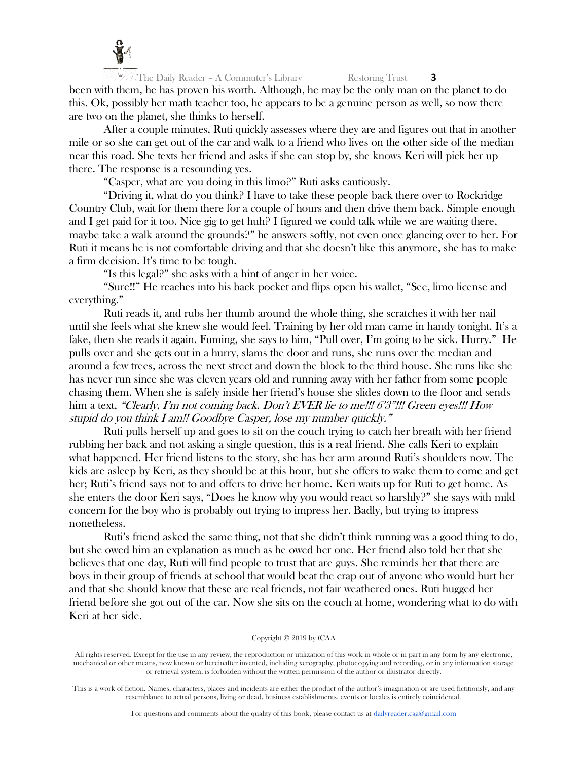been with them, he has proven his worth. Although, he may be the only man on the planet to do this. Ok, possibly her math teacher too, he appears to be a genuine person as well, so now there are two on the planet, she thinks to herself.

After a couple minutes, Ruti quickly assesses where they are and figures out that in another mile or so she can get out of the car and walk to a friend who lives on the other side of the median near this road. She texts her friend and asks if she can stop by, she knows Keri will pick her up there. The response is a resounding yes.

"Casper, what are you doing in this limo?" Ruti asks cautiously.

"Driving it, what do you think? I have to take these people back there over to Rockridge Country Club, wait for them there for a couple of hours and then drive them back. Simple enough and I get paid for it too. Nice gig to get huh? I figured we could talk while we are waiting there, maybe take a walk around the grounds?" he answers softly, not even once glancing over to her. For Ruti it means he is not comfortable driving and that she doesn't like this anymore, she has to make a firm decision. It's time to be tough.

"Is this legal?" she asks with a hint of anger in her voice.

"Sure!!" He reaches into his back pocket and flips open his wallet, "See, limo license and everything."

Ruti reads it, and rubs her thumb around the whole thing, she scratches it with her nail until she feels what she knew she would feel. Training by her old man came in handy tonight. It's a fake, then she reads it again. Fuming, she says to him, "Pull over, I'm going to be sick. Hurry." He pulls over and she gets out in a hurry, slams the door and runs, she runs over the median and around a few trees, across the next street and down the block to the third house. She runs like she has never run since she was eleven years old and running away with her father from some people chasing them. When she is safely inside her friend's house she slides down to the floor and sends him a text, *"Clearly, I'm not coming back. Don't EVER lie to me!!! 6'3"!!! Green eyes!!! How stupid do you think I am!! Goodbye Casper, lose my number quickly."*

Ruti pulls herself up and goes to sit on the couch trying to catch her breath with her friend rubbing her back and not asking a single question, this is a real friend. She calls Keri to explain what happened. Her friend listens to the story, she has her arm around Ruti's shoulders now. The kids are asleep by Keri, as they should be at this hour, but she offers to wake them to come and get her; Ruti's friend says not to and offers to drive her home. Keri waits up for Ruti to get home. As she enters the door Keri says, "Does he know why you would react so harshly?" she says with mild concern for the boy who is probably out trying to impress her. Badly, but trying to impress nonetheless.

Ruti's friend asked the same thing, not that she didn't think running was a good thing to do, but she owed him an explanation as much as he owed her one. Her friend also told her that she believes that one day, Ruti will find people to trust that are guys. She reminds her that there are boys in their group of friends at school that would beat the crap out of anyone who would hurt her and that she should know that these are real friends, not fair weathered ones. Ruti hugged her friend before she got out of the car. Now she sits on the couch at home, wondering what to do with Keri at her side.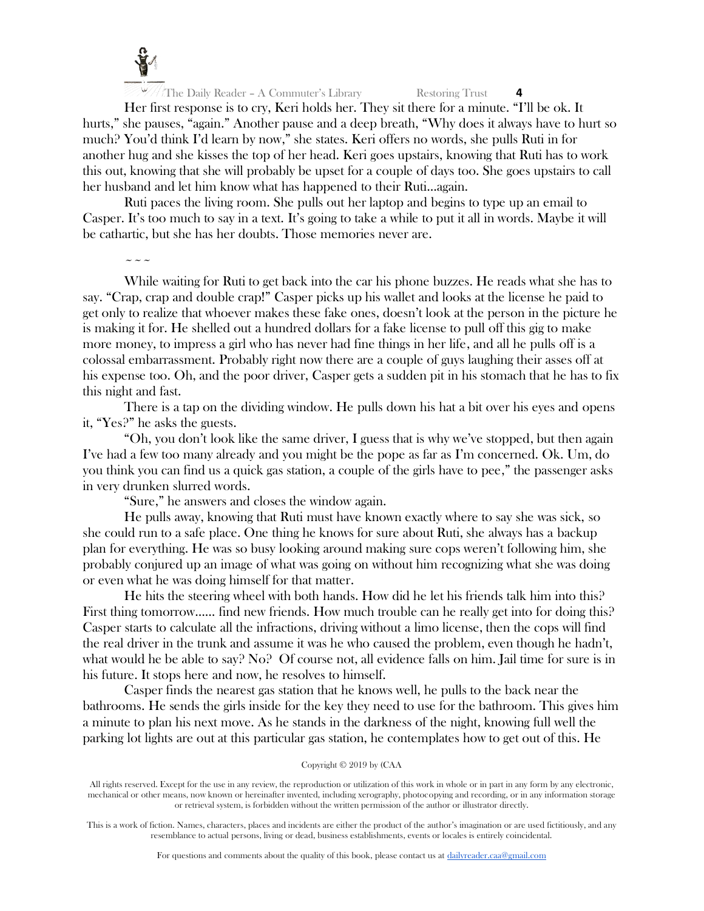Her first response is to cry, Keri holds her. They sit there for a minute. "I'll be ok. It hurts," she pauses, "again." Another pause and a deep breath, "Why does it always have to hurt so much? You'd think I'd learn by now," she states. Keri offers no words, she pulls Ruti in for another hug and she kisses the top of her head. Keri goes upstairs, knowing that Ruti has to work this out, knowing that she will probably be upset for a couple of days too. She goes upstairs to call her husband and let him know what has happened to their Ruti…again.

Ruti paces the living room. She pulls out her laptop and begins to type up an email to Casper. It's too much to say in a text. It's going to take a while to put it all in words. Maybe it will be cathartic, but she has her doubts. Those memories never are.

~ ~ ~

While waiting for Ruti to get back into the car his phone buzzes. He reads what she has to say. "Crap, crap and double crap!" Casper picks up his wallet and looks at the license he paid to get only to realize that whoever makes these fake ones, doesn't look at the person in the picture he is making it for. He shelled out a hundred dollars for a fake license to pull off this gig to make more money, to impress a girl who has never had fine things in her life, and all he pulls off is a colossal embarrassment. Probably right now there are a couple of guys laughing their asses off at his expense too. Oh, and the poor driver, Casper gets a sudden pit in his stomach that he has to fix this night and fast.

There is a tap on the dividing window. He pulls down his hat a bit over his eyes and opens it, "Yes?" he asks the guests.

"Oh, you don't look like the same driver, I guess that is why we've stopped, but then again I've had a few too many already and you might be the pope as far as I'm concerned. Ok. Um, do you think you can find us a quick gas station, a couple of the girls have to pee," the passenger asks in very drunken slurred words.

"Sure," he answers and closes the window again.

He pulls away, knowing that Ruti must have known exactly where to say she was sick, so she could run to a safe place. One thing he knows for sure about Ruti, she always has a backup plan for everything. He was so busy looking around making sure cops weren't following him, she probably conjured up an image of what was going on without him recognizing what she was doing or even what he was doing himself for that matter.

He hits the steering wheel with both hands. How did he let his friends talk him into this? First thing tomorrow…… find new friends. How much trouble can he really get into for doing this? Casper starts to calculate all the infractions, driving without a limo license, then the cops will find the real driver in the trunk and assume it was he who caused the problem, even though he hadn't, what would he be able to say? No? Of course not, all evidence falls on him. Jail time for sure is in his future. It stops here and now, he resolves to himself.

Casper finds the nearest gas station that he knows well, he pulls to the back near the bathrooms. He sends the girls inside for the key they need to use for the bathroom. This gives him a minute to plan his next move. As he stands in the darkness of the night, knowing full well the parking lot lights are out at this particular gas station, he contemplates how to get out of this. He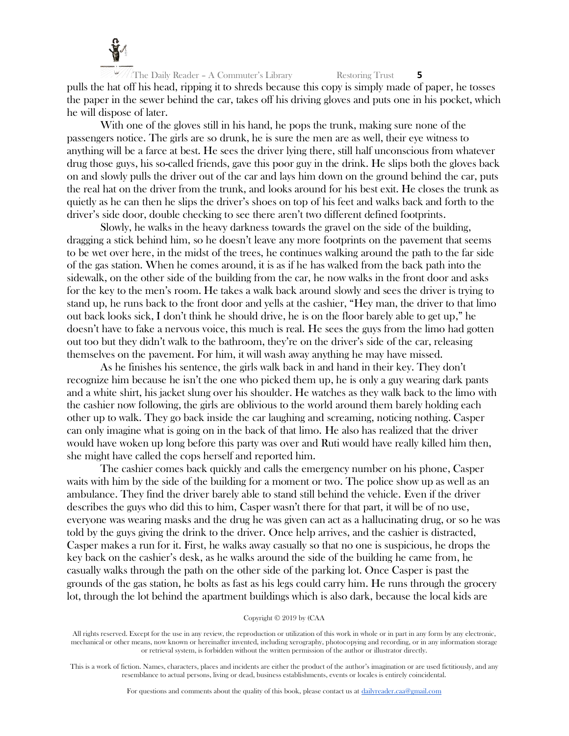pulls the hat off his head, ripping it to shreds because this copy is simply made of paper, he tosses the paper in the sewer behind the car, takes off his driving gloves and puts one in his pocket, which he will dispose of later.

With one of the gloves still in his hand, he pops the trunk, making sure none of the passengers notice. The girls are so drunk, he is sure the men are as well, their eye witness to anything will be a farce at best. He sees the driver lying there, still half unconscious from whatever drug those guys, his so-called friends, gave this poor guy in the drink. He slips both the gloves back on and slowly pulls the driver out of the car and lays him down on the ground behind the car, puts the real hat on the driver from the trunk, and looks around for his best exit. He closes the trunk as quietly as he can then he slips the driver's shoes on top of his feet and walks back and forth to the driver's side door, double checking to see there aren't two different defined footprints.

Slowly, he walks in the heavy darkness towards the gravel on the side of the building, dragging a stick behind him, so he doesn't leave any more footprints on the pavement that seems to be wet over here, in the midst of the trees, he continues walking around the path to the far side of the gas station. When he comes around, it is as if he has walked from the back path into the sidewalk, on the other side of the building from the car, he now walks in the front door and asks for the key to the men's room. He takes a walk back around slowly and sees the driver is trying to stand up, he runs back to the front door and yells at the cashier, "Hey man, the driver to that limo out back looks sick, I don't think he should drive, he is on the floor barely able to get up," he doesn't have to fake a nervous voice, this much is real. He sees the guys from the limo had gotten out too but they didn't walk to the bathroom, they're on the driver's side of the car, releasing themselves on the pavement. For him, it will wash away anything he may have missed.

As he finishes his sentence, the girls walk back in and hand in their key. They don't recognize him because he isn't the one who picked them up, he is only a guy wearing dark pants and a white shirt, his jacket slung over his shoulder. He watches as they walk back to the limo with the cashier now following, the girls are oblivious to the world around them barely holding each other up to walk. They go back inside the car laughing and screaming, noticing nothing. Casper can only imagine what is going on in the back of that limo. He also has realized that the driver would have woken up long before this party was over and Ruti would have really killed him then, she might have called the cops herself and reported him.

The cashier comes back quickly and calls the emergency number on his phone, Casper waits with him by the side of the building for a moment or two. The police show up as well as an ambulance. They find the driver barely able to stand still behind the vehicle. Even if the driver describes the guys who did this to him, Casper wasn't there for that part, it will be of no use, everyone was wearing masks and the drug he was given can act as a hallucinating drug, or so he was told by the guys giving the drink to the driver. Once help arrives, and the cashier is distracted, Casper makes a run for it. First, he walks away casually so that no one is suspicious, he drops the key back on the cashier's desk, as he walks around the side of the building he came from, he casually walks through the path on the other side of the parking lot. Once Casper is past the grounds of the gas station, he bolts as fast as his legs could carry him. He runs through the grocery lot, through the lot behind the apartment buildings which is also dark, because the local kids are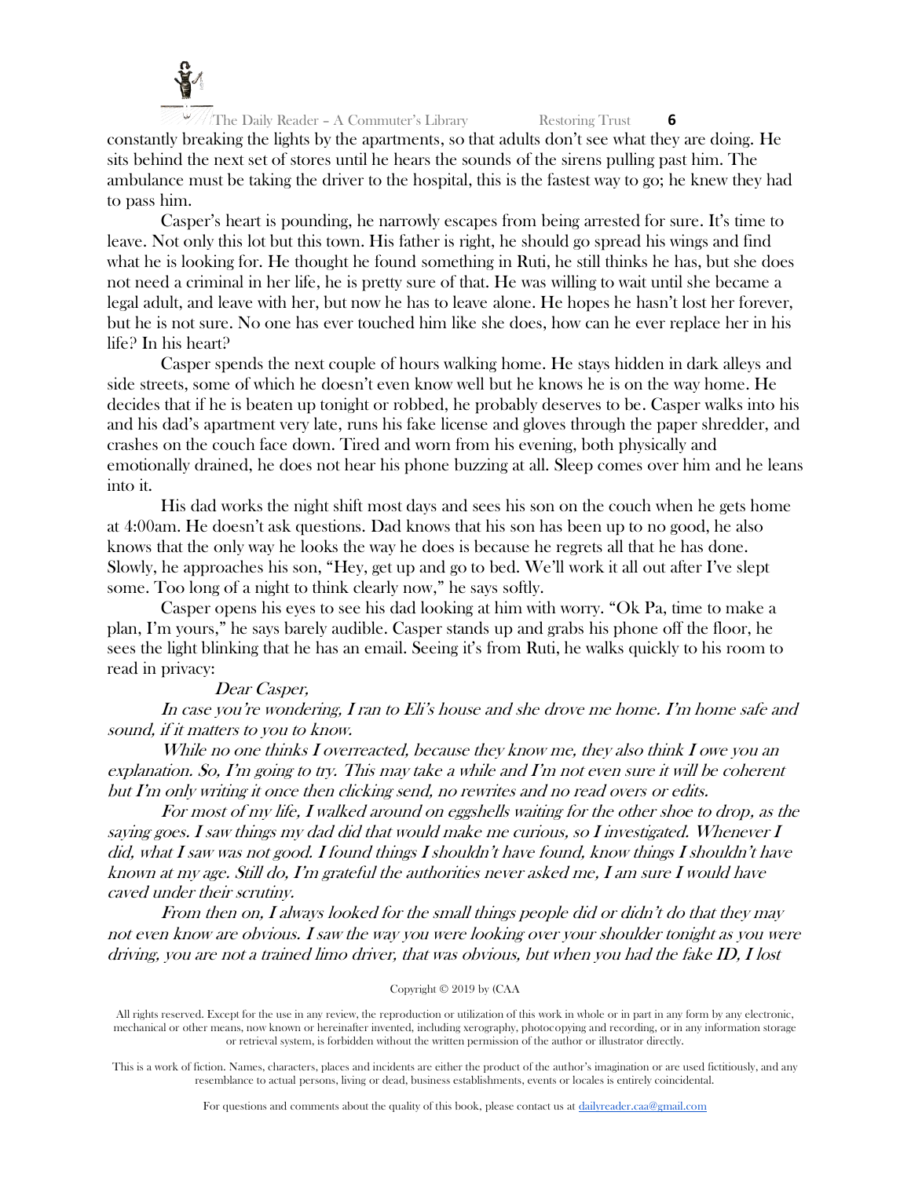constantly breaking the lights by the apartments, so that adults don't see what they are doing. He sits behind the next set of stores until he hears the sounds of the sirens pulling past him. The ambulance must be taking the driver to the hospital, this is the fastest way to go; he knew they had to pass him.

Casper's heart is pounding, he narrowly escapes from being arrested for sure. It's time to leave. Not only this lot but this town. His father is right, he should go spread his wings and find what he is looking for. He thought he found something in Ruti, he still thinks he has, but she does not need a criminal in her life, he is pretty sure of that. He was willing to wait until she became a legal adult, and leave with her, but now he has to leave alone. He hopes he hasn't lost her forever, but he is not sure. No one has ever touched him like she does, how can he ever replace her in his life? In his heart?

Casper spends the next couple of hours walking home. He stays hidden in dark alleys and side streets, some of which he doesn't even know well but he knows he is on the way home. He decides that if he is beaten up tonight or robbed, he probably deserves to be. Casper walks into his and his dad's apartment very late, runs his fake license and gloves through the paper shredder, and crashes on the couch face down. Tired and worn from his evening, both physically and emotionally drained, he does not hear his phone buzzing at all. Sleep comes over him and he leans into it.

His dad works the night shift most days and sees his son on the couch when he gets home at 4:00am. He doesn't ask questions. Dad knows that his son has been up to no good, he also knows that the only way he looks the way he does is because he regrets all that he has done. Slowly, he approaches his son, "Hey, get up and go to bed. We'll work it all out after I've slept some. Too long of a night to think clearly now," he says softly.

Casper opens his eyes to see his dad looking at him with worry. "Ok Pa, time to make a plan, I'm yours," he says barely audible. Casper stands up and grabs his phone off the floor, he sees the light blinking that he has an email. Seeing it's from Ruti, he walks quickly to his room to read in privacy:

*Dear Casper,*

*In case you're wondering, I ran to Eli's house and she drove me home. I'm home safe and sound, if it matters to you to know.*

*While no one thinks I overreacted, because they know me, they also think I owe you an explanation. So, I'm going to try. This may take a while and I'm not even sure it will be coherent but I'm only writing it once then clicking send, no rewrites and no read overs or edits.*

*For most of my life, I walked around on eggshells waiting for the other shoe to drop, as the saying goes. I saw things my dad did that would make me curious, so I investigated. Whenever I did, what I saw was not good. I found things I shouldn't have found, know things I shouldn't have known at my age. Still do, I'm grateful the authorities never asked me, I am sure I would have caved under their scrutiny.*

*From then on, I always looked for the small things people did or didn't do that they may not even know are obvious. I saw the way you were looking over your shoulder tonight as you were driving, you are not a trained limo driver, that was obvious, but when you had the fake ID, I lost*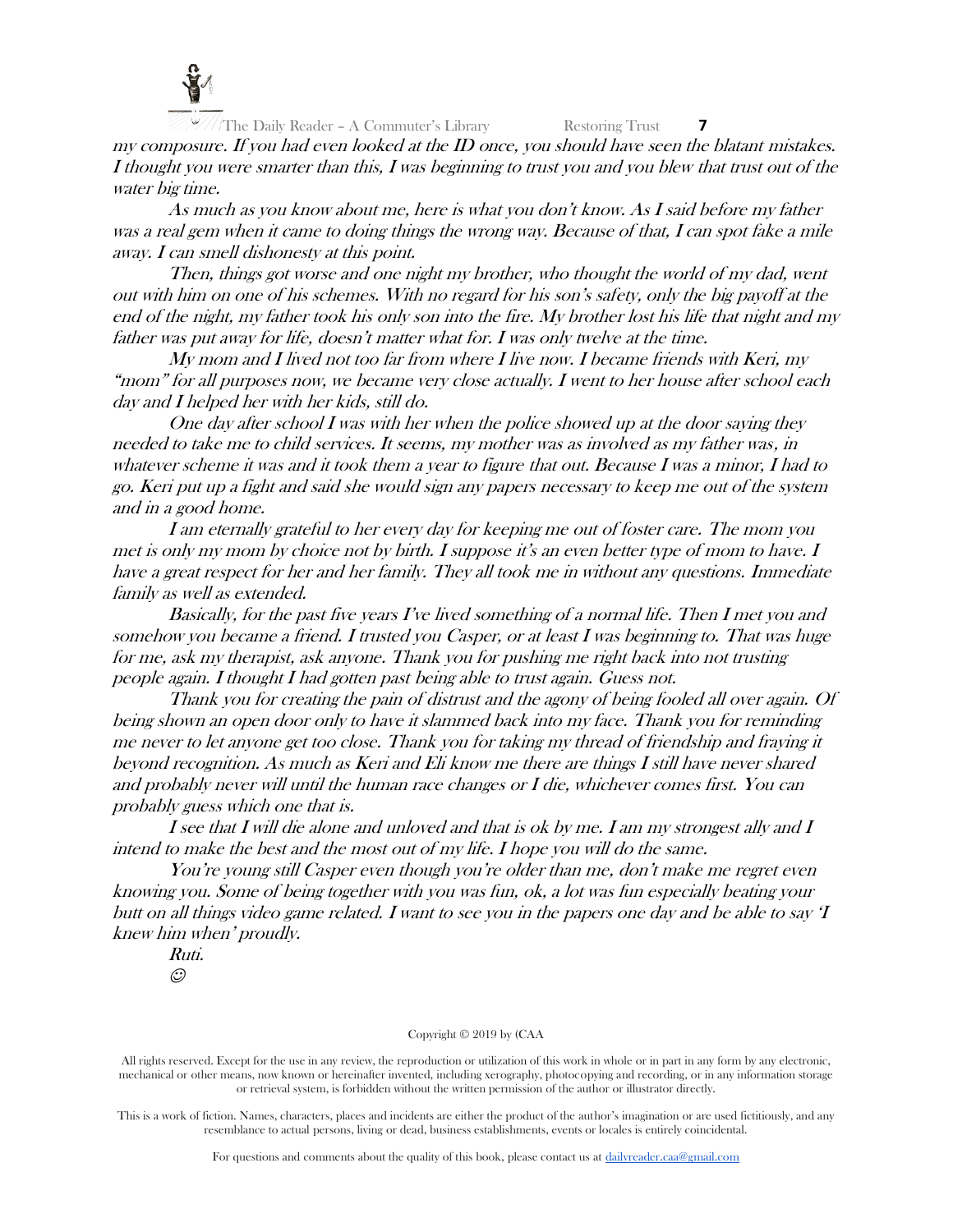*my composure. If you had even looked at the ID once, you should have seen the blatant mistakes. I thought you were smarter than this, I was beginning to trust you and you blew that trust out of the water big time.*

*As much as you know about me, here is what you don't know. As I said before my father was a real gem when it came to doing things the wrong way. Because of that, I can spot fake a mile away. I can smell dishonesty at this point.*

*Then, things got worse and one night my brother, who thought the world of my dad, went out with him on one of his schemes. With no regard for his son's safety, only the big payoff at the end of the night, my father took his only son into the fire. My brother lost his life that night and my father was put away for life, doesn't matter what for. I was only twelve at the time.*

*My mom and I lived not too far from where I live now. I became friends with Keri, my "mom" for all purposes now, we became very close actually. I went to her house after school each day and I helped her with her kids, still do.*

*One day after school I was with her when the police showed up at the door saying they needed to take me to child services. It seems, my mother was as involved as my father was, in whatever scheme it was and it took them a year to figure that out. Because I was a minor, I had to go. Keri put up a fight and said she would sign any papers necessary to keep me out of the system and in a good home.*

*I am eternally grateful to her every day for keeping me out of foster care. The mom you met is only my mom by choice not by birth. I suppose it's an even better type of mom to have. I have a great respect for her and her family. They all took me in without any questions. Immediate family as well as extended.*

*Basically, for the past five years I've lived something of a normal life. Then I met you and somehow you became a friend. I trusted you Casper, or at least I was beginning to. That was huge for me, ask my therapist, ask anyone. Thank you for pushing me right back into not trusting people again. I thought I had gotten past being able to trust again. Guess not.*

*Thank you for creating the pain of distrust and the agony of being fooled all over again. Of being shown an open door only to have it slammed back into my face. Thank you for reminding me never to let anyone get too close. Thank you for taking my thread of friendship and fraying it beyond recognition. As much as Keri and Eli know me there are things I still have never shared and probably never will until the human race changes or I die, whichever comes first. You can probably guess which one that is.*

*I see that I will die alone and unloved and that is ok by me. I am my strongest ally and I intend to make the best and the most out of my life. I hope you will do the same.*

*You're young still Casper even though you're older than me, don't make me regret even knowing you. Some of being together with you was fun, ok, a lot was fun especially beating your butt on all things video game related. I want to see you in the papers one day and be able to say 'I knew him when' proudly.*

*Ruti.*

☺

Copyright © 2019 by (CAA

All rights reserved. Except for the use in any review, the reproduction or utilization of this work in whole or in part in any form by any electronic, mechanical or other means, now known or hereinafter invented, including xerography, photocopying and recording, or in any information storage or retrieval system, is forbidden without the written permission of the author or illustrator directly.

This is a work of fiction. Names, characters, places and incidents are either the product of the author's imagination or are used fictitiously, and any resemblance to actual persons, living or dead, business establishments, events or locales is entirely coincidental.

For questions and comments about the quality of this book, please contact us at dailyreader.caa@gmail.com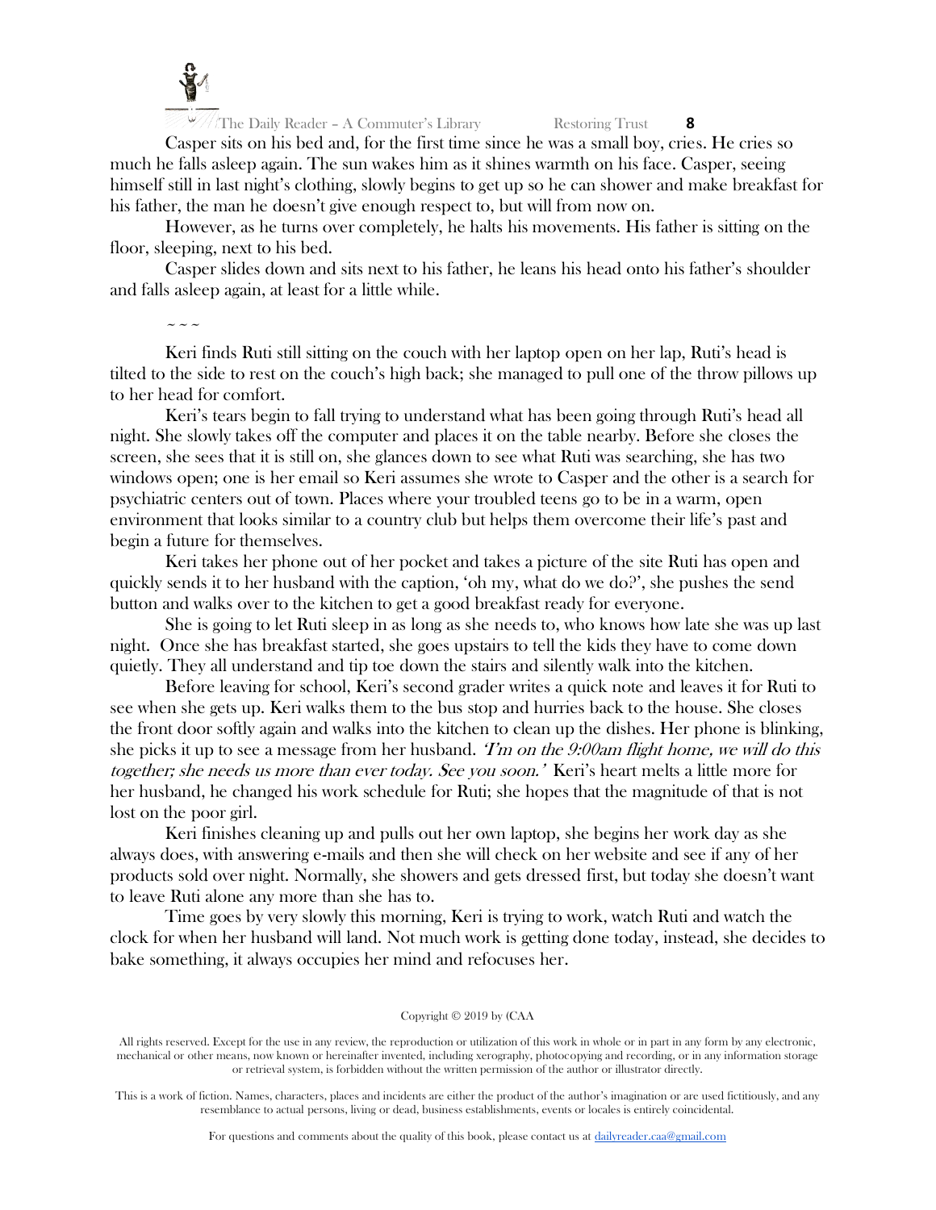Casper sits on his bed and, for the first time since he was a small boy, cries. He cries so much he falls asleep again. The sun wakes him as it shines warmth on his face. Casper, seeing himself still in last night's clothing, slowly begins to get up so he can shower and make breakfast for his father, the man he doesn't give enough respect to, but will from now on.

However, as he turns over completely, he halts his movements. His father is sitting on the floor, sleeping, next to his bed.

Casper slides down and sits next to his father, he leans his head onto his father's shoulder and falls asleep again, at least for a little while.

~ ~ ~

Keri finds Ruti still sitting on the couch with her laptop open on her lap, Ruti's head is tilted to the side to rest on the couch's high back; she managed to pull one of the throw pillows up to her head for comfort.

Keri's tears begin to fall trying to understand what has been going through Ruti's head all night. She slowly takes off the computer and places it on the table nearby. Before she closes the screen, she sees that it is still on, she glances down to see what Ruti was searching, she has two windows open; one is her email so Keri assumes she wrote to Casper and the other is a search for psychiatric centers out of town. Places where your troubled teens go to be in a warm, open environment that looks similar to a country club but helps them overcome their life's past and begin a future for themselves.

Keri takes her phone out of her pocket and takes a picture of the site Ruti has open and quickly sends it to her husband with the caption, 'oh my, what do we do?', she pushes the send button and walks over to the kitchen to get a good breakfast ready for everyone.

She is going to let Ruti sleep in as long as she needs to, who knows how late she was up last night. Once she has breakfast started, she goes upstairs to tell the kids they have to come down quietly. They all understand and tip toe down the stairs and silently walk into the kitchen.

Before leaving for school, Keri's second grader writes a quick note and leaves it for Ruti to see when she gets up. Keri walks them to the bus stop and hurries back to the house. She closes the front door softly again and walks into the kitchen to clean up the dishes. Her phone is blinking, she picks it up to see a message from her husband. *'I'm on the 9:00am flight home, we will do this together; she needs us more than ever today. See you soon.'* Keri's heart melts a little more for her husband, he changed his work schedule for Ruti; she hopes that the magnitude of that is not lost on the poor girl.

Keri finishes cleaning up and pulls out her own laptop, she begins her work day as she always does, with answering e-mails and then she will check on her website and see if any of her products sold over night. Normally, she showers and gets dressed first, but today she doesn't want to leave Ruti alone any more than she has to.

Time goes by very slowly this morning, Keri is trying to work, watch Ruti and watch the clock for when her husband will land. Not much work is getting done today, instead, she decides to bake something, it always occupies her mind and refocuses her.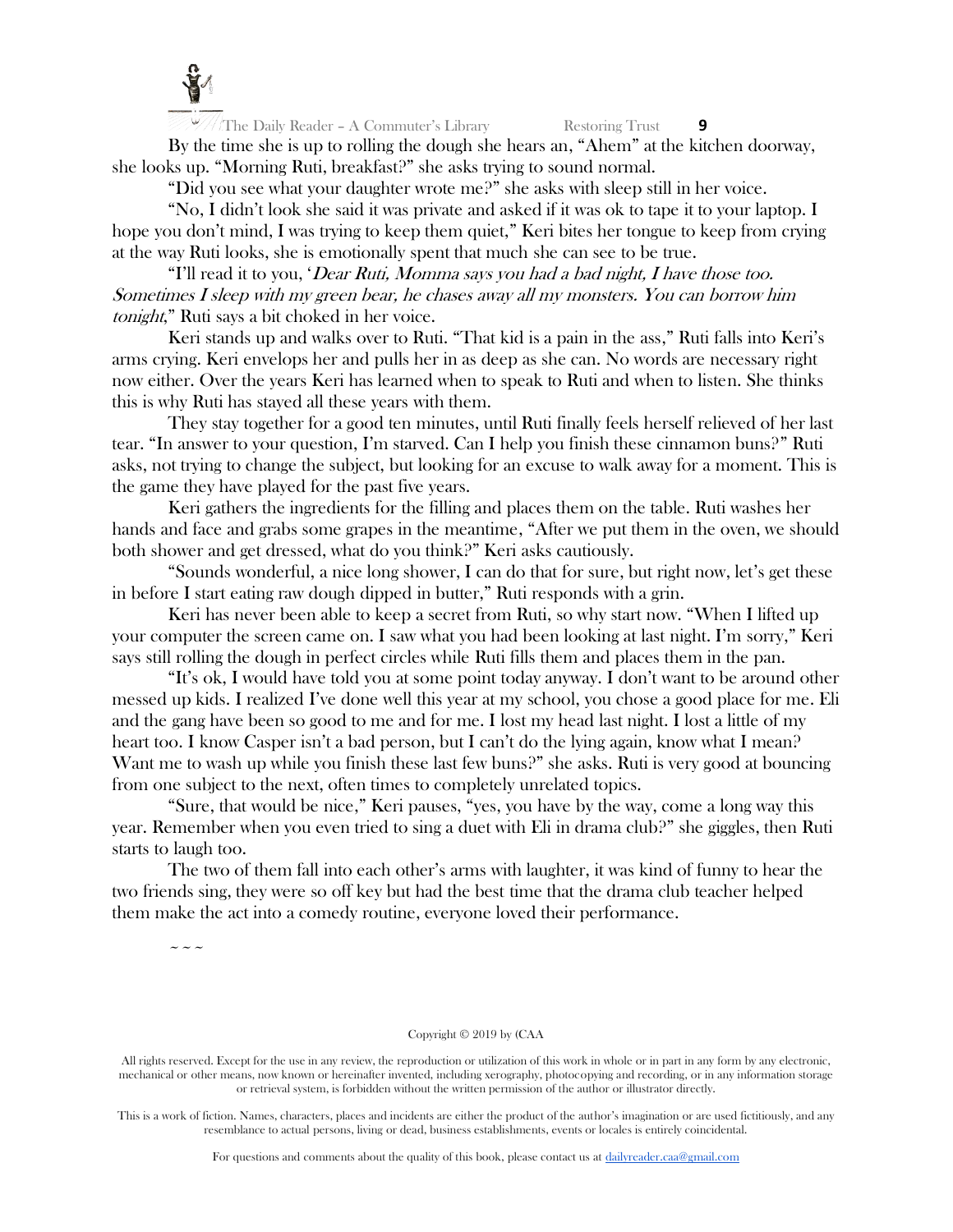By the time she is up to rolling the dough she hears an, "Ahem" at the kitchen doorway, she looks up. "Morning Ruti, breakfast?" she asks trying to sound normal.

"Did you see what your daughter wrote me?" she asks with sleep still in her voice.

"No, I didn't look she said it was private and asked if it was ok to tape it to your laptop. I hope you don't mind, I was trying to keep them quiet," Keri bites her tongue to keep from crying at the way Ruti looks, she is emotionally spent that much she can see to be true.

"I'll read it to you, '*Dear Ruti, Momma says you had a bad night, I have those too. Sometimes I sleep with my green bear, he chases away all my monsters. You can borrow him tonight*," Ruti says a bit choked in her voice.

Keri stands up and walks over to Ruti. "That kid is a pain in the ass," Ruti falls into Keri's arms crying. Keri envelops her and pulls her in as deep as she can. No words are necessary right now either. Over the years Keri has learned when to speak to Ruti and when to listen. She thinks this is why Ruti has stayed all these years with them.

They stay together for a good ten minutes, until Ruti finally feels herself relieved of her last tear. "In answer to your question, I'm starved. Can I help you finish these cinnamon buns?" Ruti asks, not trying to change the subject, but looking for an excuse to walk away for a moment. This is the game they have played for the past five years.

Keri gathers the ingredients for the filling and places them on the table. Ruti washes her hands and face and grabs some grapes in the meantime, "After we put them in the oven, we should both shower and get dressed, what do you think?" Keri asks cautiously.

"Sounds wonderful, a nice long shower, I can do that for sure, but right now, let's get these in before I start eating raw dough dipped in butter," Ruti responds with a grin.

Keri has never been able to keep a secret from Ruti, so why start now. "When I lifted up your computer the screen came on. I saw what you had been looking at last night. I'm sorry," Keri says still rolling the dough in perfect circles while Ruti fills them and places them in the pan.

"It's ok, I would have told you at some point today anyway. I don't want to be around other messed up kids. I realized I've done well this year at my school, you chose a good place for me. Eli and the gang have been so good to me and for me. I lost my head last night. I lost a little of my heart too. I know Casper isn't a bad person, but I can't do the lying again, know what I mean? Want me to wash up while you finish these last few buns?" she asks. Ruti is very good at bouncing from one subject to the next, often times to completely unrelated topics.

"Sure, that would be nice," Keri pauses, "yes, you have by the way, come a long way this year. Remember when you even tried to sing a duet with Eli in drama club?" she giggles, then Ruti starts to laugh too.

The two of them fall into each other's arms with laughter, it was kind of funny to hear the two friends sing, they were so off key but had the best time that the drama club teacher helped them make the act into a comedy routine, everyone loved their performance.

~ ~ ~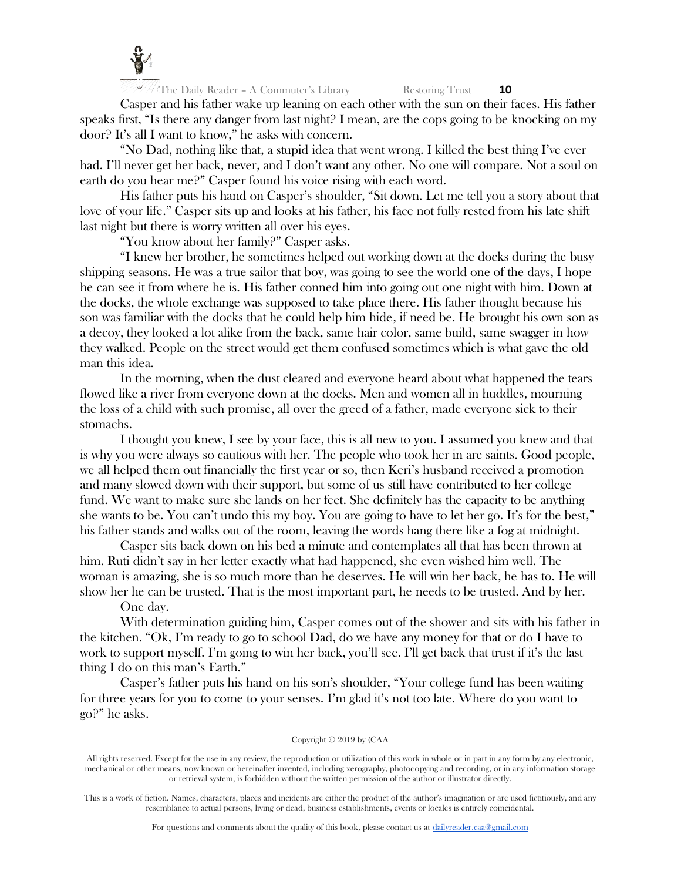Casper and his father wake up leaning on each other with the sun on their faces. His father speaks first, "Is there any danger from last night? I mean, are the cops going to be knocking on my door? It's all I want to know," he asks with concern.

"No Dad, nothing like that, a stupid idea that went wrong. I killed the best thing I've ever had. I'll never get her back, never, and I don't want any other. No one will compare. Not a soul on earth do you hear me?" Casper found his voice rising with each word.

His father puts his hand on Casper's shoulder, "Sit down. Let me tell you a story about that love of your life." Casper sits up and looks at his father, his face not fully rested from his late shift last night but there is worry written all over his eyes.

"You know about her family?" Casper asks.

"I knew her brother, he sometimes helped out working down at the docks during the busy shipping seasons. He was a true sailor that boy, was going to see the world one of the days, I hope he can see it from where he is. His father conned him into going out one night with him. Down at the docks, the whole exchange was supposed to take place there. His father thought because his son was familiar with the docks that he could help him hide, if need be. He brought his own son as a decoy, they looked a lot alike from the back, same hair color, same build, same swagger in how they walked. People on the street would get them confused sometimes which is what gave the old man this idea.

In the morning, when the dust cleared and everyone heard about what happened the tears flowed like a river from everyone down at the docks. Men and women all in huddles, mourning the loss of a child with such promise, all over the greed of a father, made everyone sick to their stomachs.

I thought you knew, I see by your face, this is all new to you. I assumed you knew and that is why you were always so cautious with her. The people who took her in are saints. Good people, we all helped them out financially the first year or so, then Keri's husband received a promotion and many slowed down with their support, but some of us still have contributed to her college fund. We want to make sure she lands on her feet. She definitely has the capacity to be anything she wants to be. You can't undo this my boy. You are going to have to let her go. It's for the best," his father stands and walks out of the room, leaving the words hang there like a fog at midnight.

Casper sits back down on his bed a minute and contemplates all that has been thrown at him. Ruti didn't say in her letter exactly what had happened, she even wished him well. The woman is amazing, she is so much more than he deserves. He will win her back, he has to. He will show her he can be trusted. That is the most important part, he needs to be trusted. And by her.

One day.

With determination guiding him, Casper comes out of the shower and sits with his father in the kitchen. "Ok, I'm ready to go to school Dad, do we have any money for that or do I have to work to support myself. I'm going to win her back, you'll see. I'll get back that trust if it's the last thing I do on this man's Earth."

Casper's father puts his hand on his son's shoulder, "Your college fund has been waiting for three years for you to come to your senses. I'm glad it's not too late. Where do you want to go?" he asks.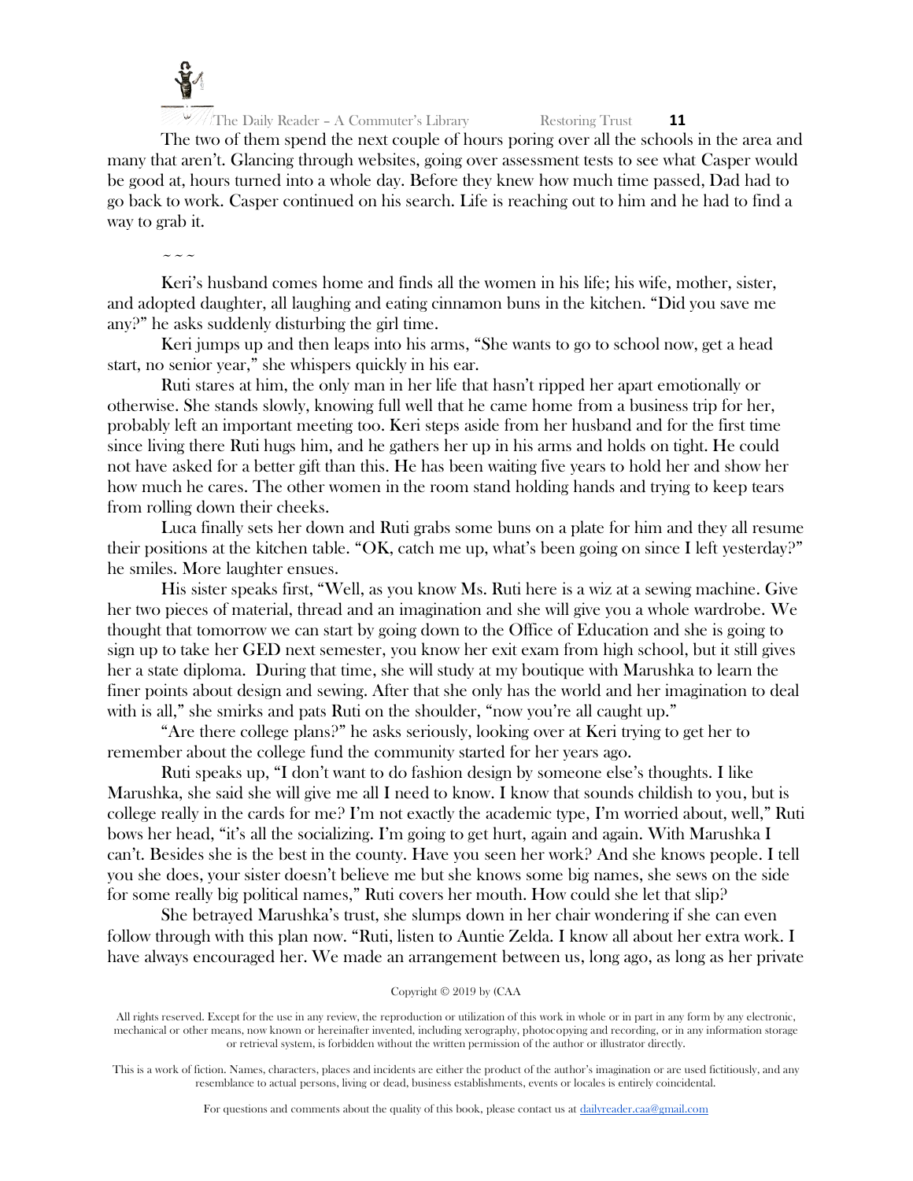The two of them spend the next couple of hours poring over all the schools in the area and many that aren't. Glancing through websites, going over assessment tests to see what Casper would be good at, hours turned into a whole day. Before they knew how much time passed, Dad had to go back to work. Casper continued on his search. Life is reaching out to him and he had to find a way to grab it.

~ ~ ~

Keri's husband comes home and finds all the women in his life; his wife, mother, sister, and adopted daughter, all laughing and eating cinnamon buns in the kitchen. "Did you save me any?" he asks suddenly disturbing the girl time.

Keri jumps up and then leaps into his arms, "She wants to go to school now, get a head start, no senior year," she whispers quickly in his ear.

Ruti stares at him, the only man in her life that hasn't ripped her apart emotionally or otherwise. She stands slowly, knowing full well that he came home from a business trip for her, probably left an important meeting too. Keri steps aside from her husband and for the first time since living there Ruti hugs him, and he gathers her up in his arms and holds on tight. He could not have asked for a better gift than this. He has been waiting five years to hold her and show her how much he cares. The other women in the room stand holding hands and trying to keep tears from rolling down their cheeks.

Luca finally sets her down and Ruti grabs some buns on a plate for him and they all resume their positions at the kitchen table. "OK, catch me up, what's been going on since I left yesterday?" he smiles. More laughter ensues.

His sister speaks first, "Well, as you know Ms. Ruti here is a wiz at a sewing machine. Give her two pieces of material, thread and an imagination and she will give you a whole wardrobe. We thought that tomorrow we can start by going down to the Office of Education and she is going to sign up to take her GED next semester, you know her exit exam from high school, but it still gives her a state diploma. During that time, she will study at my boutique with Marushka to learn the finer points about design and sewing. After that she only has the world and her imagination to deal with is all," she smirks and pats Ruti on the shoulder, "now you're all caught up."

"Are there college plans?" he asks seriously, looking over at Keri trying to get her to remember about the college fund the community started for her years ago.

Ruti speaks up, "I don't want to do fashion design by someone else's thoughts. I like Marushka, she said she will give me all I need to know. I know that sounds childish to you, but is college really in the cards for me? I'm not exactly the academic type, I'm worried about, well," Ruti bows her head, "it's all the socializing. I'm going to get hurt, again and again. With Marushka I can't. Besides she is the best in the county. Have you seen her work? And she knows people. I tell you she does, your sister doesn't believe me but she knows some big names, she sews on the side for some really big political names," Ruti covers her mouth. How could she let that slip?

She betrayed Marushka's trust, she slumps down in her chair wondering if she can even follow through with this plan now. "Ruti, listen to Auntie Zelda. I know all about her extra work. I have always encouraged her. We made an arrangement between us, long ago, as long as her private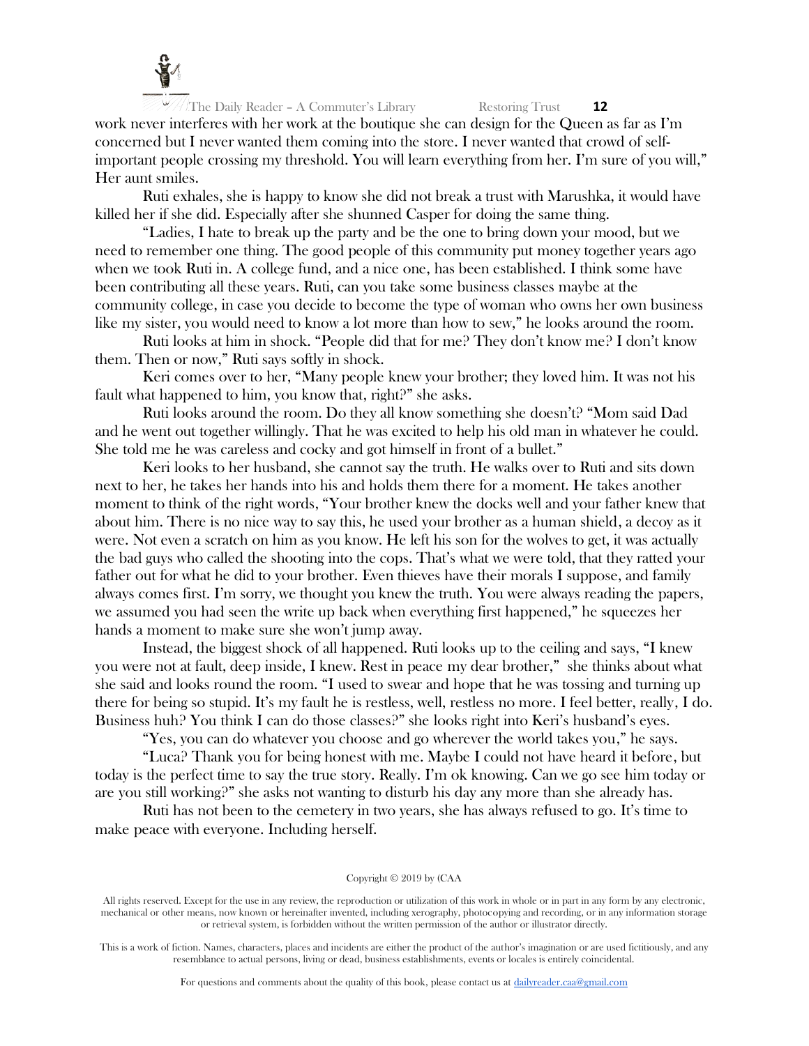work never interferes with her work at the boutique she can design for the Queen as far as I'm concerned but I never wanted them coming into the store. I never wanted that crowd of self-important people crossing my threshold. You will learn everything from her. I'm sure of you will," Her aunt smiles.

Ruti exhales, she is happy to know she did not break a trust with Marushka, it would have killed her if she did. Especially after she shunned Casper for doing the same thing.

"Ladies, I hate to break up the party and be the one to bring down your mood, but we need to remember one thing. The good people of this community put money together years ago when we took Ruti in. A college fund, and a nice one, has been established. I think some have been contributing all these years. Ruti, can you take some business classes maybe at the community college, in case you decide to become the type of woman who owns her own business like my sister, you would need to know a lot more than how to sew," he looks around the room.

Ruti looks at him in shock. "People did that for me? They don't know me? I don't know them. Then or now," Ruti says softly in shock.

Keri comes over to her, "Many people knew your brother; they loved him. It was not his fault what happened to him, you know that, right?" she asks.

Ruti looks around the room. Do they all know something she doesn't? "Mom said Dad and he went out together willingly. That he was excited to help his old man in whatever he could. She told me he was careless and cocky and got himself in front of a bullet."

Keri looks to her husband, she cannot say the truth. He walks over to Ruti and sits down next to her, he takes her hands into his and holds them there for a moment. He takes another moment to think of the right words, "Your brother knew the docks well and your father knew that about him. There is no nice way to say this, he used your brother as a human shield, a decoy as it were. Not even a scratch on him as you know. He left his son for the wolves to get, it was actually the bad guys who called the shooting into the cops. That's what we were told, that they ratted your father out for what he did to your brother. Even thieves have their morals I suppose, and family always comes first. I'm sorry, we thought you knew the truth. You were always reading the papers, we assumed you had seen the write up back when everything first happened," he squeezes her hands a moment to make sure she won't jump away.

Instead, the biggest shock of all happened. Ruti looks up to the ceiling and says, "I knew you were not at fault, deep inside, I knew. Rest in peace my dear brother," she thinks about what she said and looks round the room. "I used to swear and hope that he was tossing and turning up there for being so stupid. It's my fault he is restless, well, restless no more. I feel better, really, I do. Business huh? You think I can do those classes?" she looks right into Keri's husband's eyes.

"Yes, you can do whatever you choose and go wherever the world takes you," he says.

"Luca? Thank you for being honest with me. Maybe I could not have heard it before, but today is the perfect time to say the true story. Really. I'm ok knowing. Can we go see him today or are you still working?" she asks not wanting to disturb his day any more than she already has.

Ruti has not been to the cemetery in two years, she has always refused to go. It's time to make peace with everyone. Including herself.

Copyright © 2019 by (CAA

All rights reserved. Except for the use in any review, the reproduction or utilization of this work in whole or in part in any form by any electronic, mechanical or other means, now known or hereinafter invented, including xerography, photocopying and recording, or in any information storage or retrieval system, is forbidden without the written permission of the author or illustrator directly.

This is a work of fiction. Names, characters, places and incidents are either the product of the author's imagination or are used fictitiously, and any resemblance to actual persons, living or dead, business establishments, events or locales is entirely coincidental.

For questions and comments about the quality of this book, please contact us at dailyreader.caa@gmail.com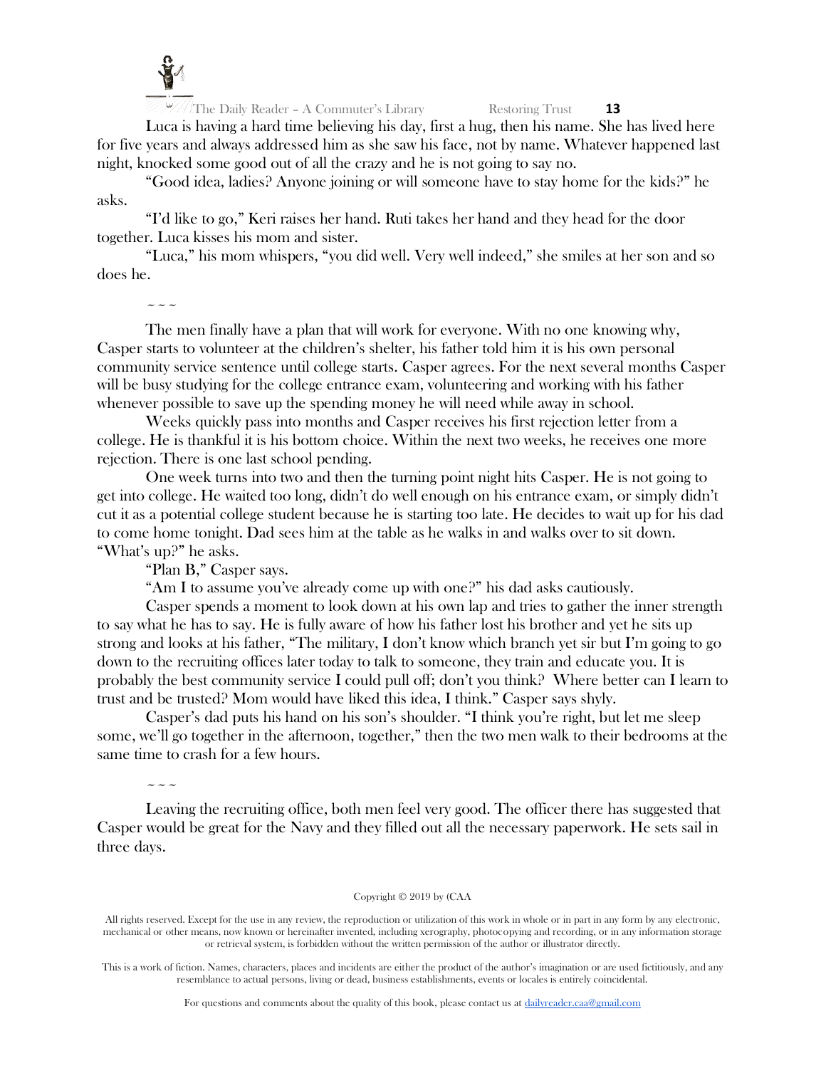Luca is having a hard time believing his day, first a hug, then his name. She has lived here for five years and always addressed him as she saw his face, not by name. Whatever happened last night, knocked some good out of all the crazy and he is not going to say no.

"Good idea, ladies? Anyone joining or will someone have to stay home for the kids?" he asks.

"I'd like to go," Keri raises her hand. Ruti takes her hand and they head for the door together. Luca kisses his mom and sister.

"Luca," his mom whispers, "you did well. Very well indeed," she smiles at her son and so does he.

~ ~ ~

The men finally have a plan that will work for everyone. With no one knowing why, Casper starts to volunteer at the children's shelter, his father told him it is his own personal community service sentence until college starts. Casper agrees. For the next several months Casper will be busy studying for the college entrance exam, volunteering and working with his father whenever possible to save up the spending money he will need while away in school.

Weeks quickly pass into months and Casper receives his first rejection letter from a college. He is thankful it is his bottom choice. Within the next two weeks, he receives one more rejection. There is one last school pending.

One week turns into two and then the turning point night hits Casper. He is not going to get into college. He waited too long, didn't do well enough on his entrance exam, or simply didn't cut it as a potential college student because he is starting too late. He decides to wait up for his dad to come home tonight. Dad sees him at the table as he walks in and walks over to sit down. "What's up?" he asks.

"Plan B," Casper says.

"Am I to assume you've already come up with one?" his dad asks cautiously.

Casper spends a moment to look down at his own lap and tries to gather the inner strength to say what he has to say. He is fully aware of how his father lost his brother and yet he sits up strong and looks at his father, "The military, I don't know which branch yet sir but I'm going to go down to the recruiting offices later today to talk to someone, they train and educate you. It is probably the best community service I could pull off; don't you think? Where better can I learn to trust and be trusted? Mom would have liked this idea, I think." Casper says shyly.

Casper's dad puts his hand on his son's shoulder. "I think you're right, but let me sleep some, we'll go together in the afternoon, together," then the two men walk to their bedrooms at the same time to crash for a few hours.

~ ~ ~

Leaving the recruiting office, both men feel very good. The officer there has suggested that Casper would be great for the Navy and they filled out all the necessary paperwork. He sets sail in three days.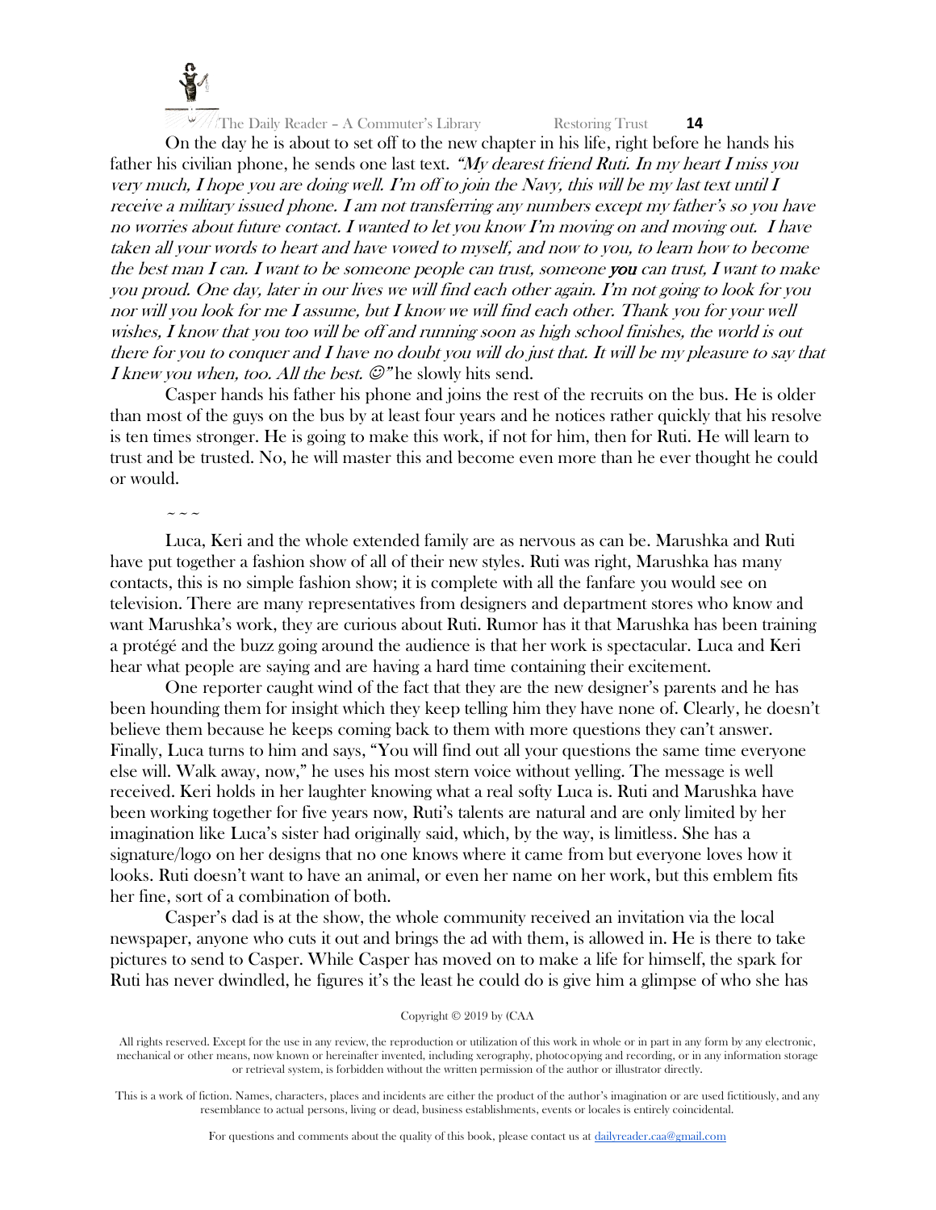On the day he is about to set off to the new chapter in his life, right before he hands his father his civilian phone, he sends one last text. *"My dearest friend Ruti. In my heart I miss you very much, I hope you are doing well. I'm off to join the Navy, this will be my last text until I receive a military issued phone. I am not transferring any numbers except my father's so you have no worries about future contact. I wanted to let you know I'm moving on and moving out. I have taken all your words to heart and have vowed to myself, and now to you, to learn how to become the best man I can. I want to be someone people can trust, someone* ***you*** *can trust, I want to make you proud. One day, later in our lives we will find each other again. I'm not going to look for you nor will you look for me I assume, but I know we will find each other. Thank you for your well wishes, I know that you too will be off and running soon as high school finishes, the world is out there for you to conquer and I have no doubt you will do just that. It will be my pleasure to say that I knew you when, too. All the best. ☺"* he slowly hits send.

Casper hands his father his phone and joins the rest of the recruits on the bus. He is older than most of the guys on the bus by at least four years and he notices rather quickly that his resolve is ten times stronger. He is going to make this work, if not for him, then for Ruti. He will learn to trust and be trusted. No, he will master this and become even more than he ever thought he could or would.

~ ~ ~

Luca, Keri and the whole extended family are as nervous as can be. Marushka and Ruti have put together a fashion show of all of their new styles. Ruti was right, Marushka has many contacts, this is no simple fashion show; it is complete with all the fanfare you would see on television. There are many representatives from designers and department stores who know and want Marushka's work, they are curious about Ruti. Rumor has it that Marushka has been training a protégé and the buzz going around the audience is that her work is spectacular. Luca and Keri hear what people are saying and are having a hard time containing their excitement.

One reporter caught wind of the fact that they are the new designer's parents and he has been hounding them for insight which they keep telling him they have none of. Clearly, he doesn't believe them because he keeps coming back to them with more questions they can't answer. Finally, Luca turns to him and says, "You will find out all your questions the same time everyone else will. Walk away, now," he uses his most stern voice without yelling. The message is well received. Keri holds in her laughter knowing what a real softy Luca is. Ruti and Marushka have been working together for five years now, Ruti's talents are natural and are only limited by her imagination like Luca's sister had originally said, which, by the way, is limitless. She has a signature/logo on her designs that no one knows where it came from but everyone loves how it looks. Ruti doesn't want to have an animal, or even her name on her work, but this emblem fits her fine, sort of a combination of both.

Casper's dad is at the show, the whole community received an invitation via the local newspaper, anyone who cuts it out and brings the ad with them, is allowed in. He is there to take pictures to send to Casper. While Casper has moved on to make a life for himself, the spark for Ruti has never dwindled, he figures it's the least he could do is give him a glimpse of who she has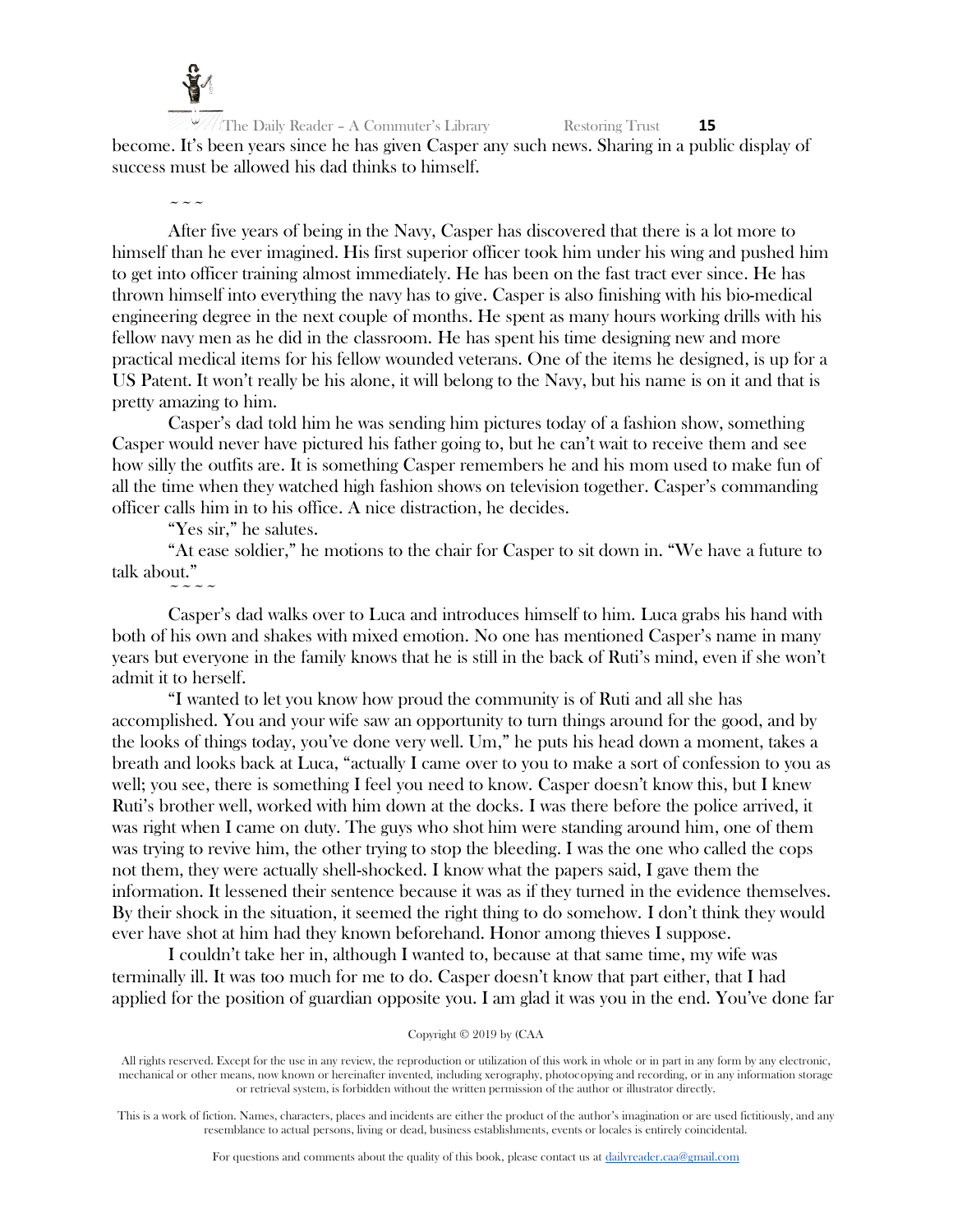become. It's been years since he has given Casper any such news. Sharing in a public display of success must be allowed his dad thinks to himself.

~ ~ ~

After five years of being in the Navy, Casper has discovered that there is a lot more to himself than he ever imagined. His first superior officer took him under his wing and pushed him to get into officer training almost immediately. He has been on the fast tract ever since. He has thrown himself into everything the navy has to give. Casper is also finishing with his bio-medical engineering degree in the next couple of months. He spent as many hours working drills with his fellow navy men as he did in the classroom. He has spent his time designing new and more practical medical items for his fellow wounded veterans. One of the items he designed, is up for a US Patent. It won't really be his alone, it will belong to the Navy, but his name is on it and that is pretty amazing to him.

Casper's dad told him he was sending him pictures today of a fashion show, something Casper would never have pictured his father going to, but he can't wait to receive them and see how silly the outfits are. It is something Casper remembers he and his mom used to make fun of all the time when they watched high fashion shows on television together. Casper's commanding officer calls him in to his office. A nice distraction, he decides.

"Yes sir," he salutes.

"At ease soldier," he motions to the chair for Casper to sit down in. "We have a future to talk about."

~ ~ ~ ~

Casper's dad walks over to Luca and introduces himself to him. Luca grabs his hand with both of his own and shakes with mixed emotion. No one has mentioned Casper's name in many years but everyone in the family knows that he is still in the back of Ruti's mind, even if she won't admit it to herself.

"I wanted to let you know how proud the community is of Ruti and all she has accomplished. You and your wife saw an opportunity to turn things around for the good, and by the looks of things today, you've done very well. Um," he puts his head down a moment, takes a breath and looks back at Luca, "actually I came over to you to make a sort of confession to you as well; you see, there is something I feel you need to know. Casper doesn't know this, but I knew Ruti's brother well, worked with him down at the docks. I was there before the police arrived, it was right when I came on duty. The guys who shot him were standing around him, one of them was trying to revive him, the other trying to stop the bleeding. I was the one who called the cops not them, they were actually shell-shocked. I know what the papers said, I gave them the information. It lessened their sentence because it was as if they turned in the evidence themselves. By their shock in the situation, it seemed the right thing to do somehow. I don't think they would ever have shot at him had they known beforehand. Honor among thieves I suppose.

I couldn't take her in, although I wanted to, because at that same time, my wife was terminally ill. It was too much for me to do. Casper doesn't know that part either, that I had applied for the position of guardian opposite you. I am glad it was you in the end. You've done far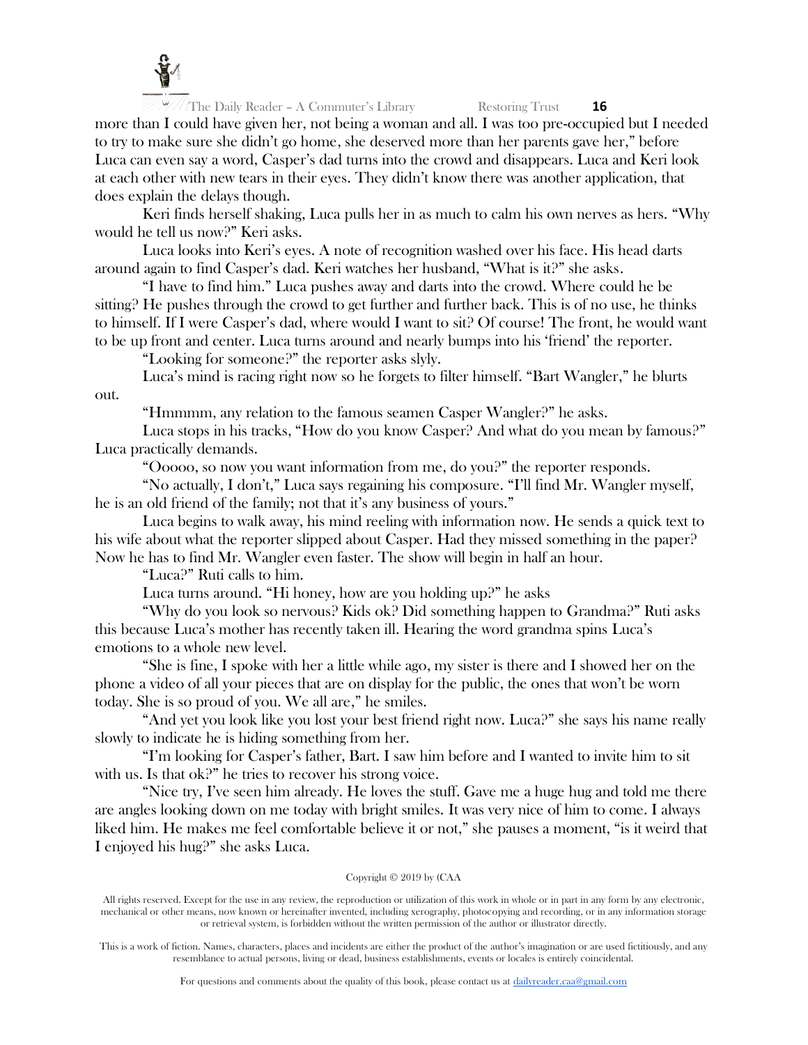more than I could have given her, not being a woman and all. I was too pre-occupied but I needed to try to make sure she didn't go home, she deserved more than her parents gave her," before Luca can even say a word, Casper's dad turns into the crowd and disappears. Luca and Keri look at each other with new tears in their eyes. They didn't know there was another application, that does explain the delays though.

Keri finds herself shaking, Luca pulls her in as much to calm his own nerves as hers. "Why would he tell us now?" Keri asks.

Luca looks into Keri's eyes. A note of recognition washed over his face. His head darts around again to find Casper's dad. Keri watches her husband, "What is it?" she asks.

"I have to find him." Luca pushes away and darts into the crowd. Where could he be sitting? He pushes through the crowd to get further and further back. This is of no use, he thinks to himself. If I were Casper's dad, where would I want to sit? Of course! The front, he would want to be up front and center. Luca turns around and nearly bumps into his 'friend' the reporter.

"Looking for someone?" the reporter asks slyly.

Luca's mind is racing right now so he forgets to filter himself. "Bart Wangler," he blurts out.

"Hmmmm, any relation to the famous seamen Casper Wangler?" he asks.

Luca stops in his tracks, "How do you know Casper? And what do you mean by famous?" Luca practically demands.

"Ooooo, so now you want information from me, do you?" the reporter responds.

"No actually, I don't," Luca says regaining his composure. "I'll find Mr. Wangler myself, he is an old friend of the family; not that it's any business of yours."

Luca begins to walk away, his mind reeling with information now. He sends a quick text to his wife about what the reporter slipped about Casper. Had they missed something in the paper? Now he has to find Mr. Wangler even faster. The show will begin in half an hour.

"Luca?" Ruti calls to him.

Luca turns around. "Hi honey, how are you holding up?" he asks

"Why do you look so nervous? Kids ok? Did something happen to Grandma?" Ruti asks this because Luca's mother has recently taken ill. Hearing the word grandma spins Luca's emotions to a whole new level.

"She is fine, I spoke with her a little while ago, my sister is there and I showed her on the phone a video of all your pieces that are on display for the public, the ones that won't be worn today. She is so proud of you. We all are," he smiles.

"And yet you look like you lost your best friend right now. Luca?" she says his name really slowly to indicate he is hiding something from her.

"I'm looking for Casper's father, Bart. I saw him before and I wanted to invite him to sit with us. Is that ok?" he tries to recover his strong voice.

"Nice try, I've seen him already. He loves the stuff. Gave me a huge hug and told me there are angles looking down on me today with bright smiles. It was very nice of him to come. I always liked him. He makes me feel comfortable believe it or not," she pauses a moment, "is it weird that I enjoyed his hug?" she asks Luca.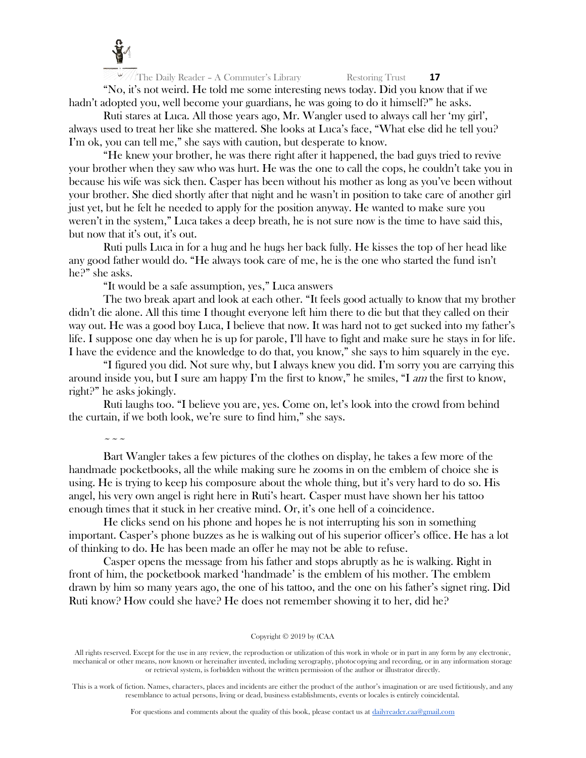"No, it's not weird. He told me some interesting news today. Did you know that if we hadn't adopted you, well become your guardians, he was going to do it himself?" he asks.

Ruti stares at Luca. All those years ago, Mr. Wangler used to always call her 'my girl', always used to treat her like she mattered. She looks at Luca's face, "What else did he tell you? I'm ok, you can tell me," she says with caution, but desperate to know.

"He knew your brother, he was there right after it happened, the bad guys tried to revive your brother when they saw who was hurt. He was the one to call the cops, he couldn't take you in because his wife was sick then. Casper has been without his mother as long as you've been without your brother. She died shortly after that night and he wasn't in position to take care of another girl just yet, but he felt he needed to apply for the position anyway. He wanted to make sure you weren't in the system," Luca takes a deep breath, he is not sure now is the time to have said this, but now that it's out, it's out.

Ruti pulls Luca in for a hug and he hugs her back fully. He kisses the top of her head like any good father would do. "He always took care of me, he is the one who started the fund isn't he?" she asks.

"It would be a safe assumption, yes," Luca answers

The two break apart and look at each other. "It feels good actually to know that my brother didn't die alone. All this time I thought everyone left him there to die but that they called on their way out. He was a good boy Luca, I believe that now. It was hard not to get sucked into my father's life. I suppose one day when he is up for parole, I'll have to fight and make sure he stays in for life. I have the evidence and the knowledge to do that, you know," she says to him squarely in the eye.

"I figured you did. Not sure why, but I always knew you did. I'm sorry you are carrying this around inside you, but I sure am happy I'm the first to know," he smiles, "I *am* the first to know, right?" he asks jokingly.

Ruti laughs too. "I believe you are, yes. Come on, let's look into the crowd from behind the curtain, if we both look, we're sure to find him," she says.

~ ~ ~

Bart Wangler takes a few pictures of the clothes on display, he takes a few more of the handmade pocketbooks, all the while making sure he zooms in on the emblem of choice she is using. He is trying to keep his composure about the whole thing, but it's very hard to do so. His angel, his very own angel is right here in Ruti's heart. Casper must have shown her his tattoo enough times that it stuck in her creative mind. Or, it's one hell of a coincidence.

He clicks send on his phone and hopes he is not interrupting his son in something important. Casper's phone buzzes as he is walking out of his superior officer's office. He has a lot of thinking to do. He has been made an offer he may not be able to refuse.

Casper opens the message from his father and stops abruptly as he is walking. Right in front of him, the pocketbook marked 'handmade' is the emblem of his mother. The emblem drawn by him so many years ago, the one of his tattoo, and the one on his father's signet ring. Did Ruti know? How could she have? He does not remember showing it to her, did he?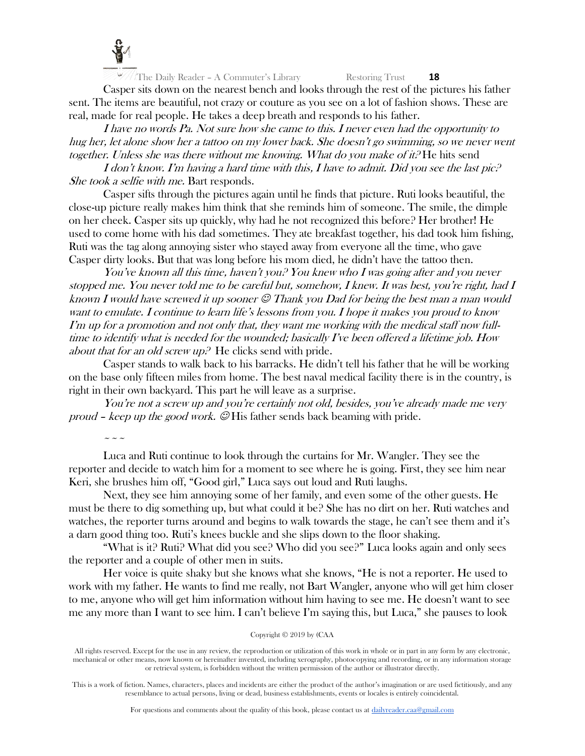Casper sits down on the nearest bench and looks through the rest of the pictures his father sent. The items are beautiful, not crazy or couture as you see on a lot of fashion shows. These are real, made for real people. He takes a deep breath and responds to his father.

*I have no words Pa. Not sure how she came to this. I never even had the opportunity to hug her, let alone show her a tattoo on my lower back. She doesn't go swimming, so we never went together. Unless she was there without me knowing. What do you make of it?* He hits send

*I don't know. I'm having a hard time with this, I have to admit. Did you see the last pic? She took a selfie with me.* Bart responds.

Casper sifts through the pictures again until he finds that picture. Ruti looks beautiful, the close-up picture really makes him think that she reminds him of someone. The smile, the dimple on her cheek. Casper sits up quickly, why had he not recognized this before? Her brother! He used to come home with his dad sometimes. They ate breakfast together, his dad took him fishing, Ruti was the tag along annoying sister who stayed away from everyone all the time, who gave Casper dirty looks. But that was long before his mom died, he didn't have the tattoo then.

*You've known all this time, haven't you? You knew who I was going after and you never stopped me. You never told me to be careful but, somehow, I knew. It was best, you're right, had I known I would have screwed it up sooner ☺ Thank you Dad for being the best man a man would want to emulate. I continue to learn life's lessons from you. I hope it makes you proud to know I'm up for a promotion and not only that, they want me working with the medical staff now full-time to identify what is needed for the wounded; basically I've been offered a lifetime job. How about that for an old screw up?* He clicks send with pride.

Casper stands to walk back to his barracks. He didn't tell his father that he will be working on the base only fifteen miles from home. The best naval medical facility there is in the country, is right in their own backyard. This part he will leave as a surprise.

*You're not a screw up and you're certainly not old, besides, you've already made me very proud – keep up the good work. ☺* His father sends back beaming with pride.

~ ~ ~

Luca and Ruti continue to look through the curtains for Mr. Wangler. They see the reporter and decide to watch him for a moment to see where he is going. First, they see him near Keri, she brushes him off, "Good girl," Luca says out loud and Ruti laughs.

Next, they see him annoying some of her family, and even some of the other guests. He must be there to dig something up, but what could it be? She has no dirt on her. Ruti watches and watches, the reporter turns around and begins to walk towards the stage, he can't see them and it's a darn good thing too. Ruti's knees buckle and she slips down to the floor shaking.

"What is it? Ruti? What did you see? Who did you see?" Luca looks again and only sees the reporter and a couple of other men in suits.

Her voice is quite shaky but she knows what she knows, "He is not a reporter. He used to work with my father. He wants to find me really, not Bart Wangler, anyone who will get him closer to me, anyone who will get him information without him having to see me. He doesn't want to see me any more than I want to see him. I can't believe I'm saying this, but Luca," she pauses to look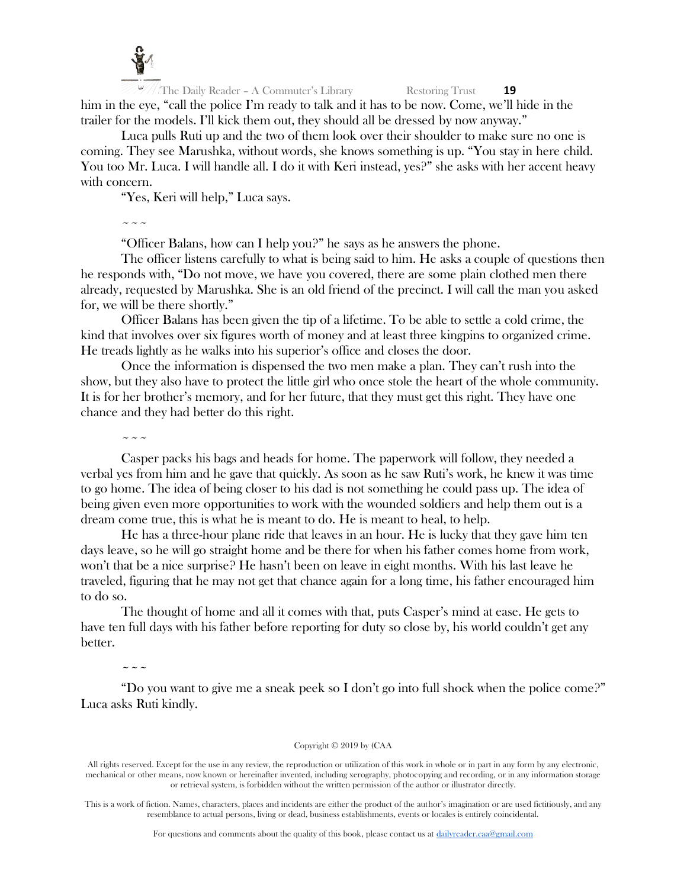him in the eye, "call the police I'm ready to talk and it has to be now. Come, we'll hide in the trailer for the models. I'll kick them out, they should all be dressed by now anyway."

Luca pulls Ruti up and the two of them look over their shoulder to make sure no one is coming. They see Marushka, without words, she knows something is up. "You stay in here child. You too Mr. Luca. I will handle all. I do it with Keri instead, yes?" she asks with her accent heavy with concern.

"Yes, Keri will help," Luca says.

~ ~ ~

"Officer Balans, how can I help you?" he says as he answers the phone.

The officer listens carefully to what is being said to him. He asks a couple of questions then he responds with, "Do not move, we have you covered, there are some plain clothed men there already, requested by Marushka. She is an old friend of the precinct. I will call the man you asked for, we will be there shortly."

Officer Balans has been given the tip of a lifetime. To be able to settle a cold crime, the kind that involves over six figures worth of money and at least three kingpins to organized crime. He treads lightly as he walks into his superior's office and closes the door.

Once the information is dispensed the two men make a plan. They can't rush into the show, but they also have to protect the little girl who once stole the heart of the whole community. It is for her brother's memory, and for her future, that they must get this right. They have one chance and they had better do this right.

~ ~ ~

Casper packs his bags and heads for home. The paperwork will follow, they needed a verbal yes from him and he gave that quickly. As soon as he saw Ruti's work, he knew it was time to go home. The idea of being closer to his dad is not something he could pass up. The idea of being given even more opportunities to work with the wounded soldiers and help them out is a dream come true, this is what he is meant to do. He is meant to heal, to help.

He has a three-hour plane ride that leaves in an hour. He is lucky that they gave him ten days leave, so he will go straight home and be there for when his father comes home from work, won't that be a nice surprise? He hasn't been on leave in eight months. With his last leave he traveled, figuring that he may not get that chance again for a long time, his father encouraged him to do so.

The thought of home and all it comes with that, puts Casper's mind at ease. He gets to have ten full days with his father before reporting for duty so close by, his world couldn't get any better.

~ ~ ~

"Do you want to give me a sneak peek so I don't go into full shock when the police come?" Luca asks Ruti kindly.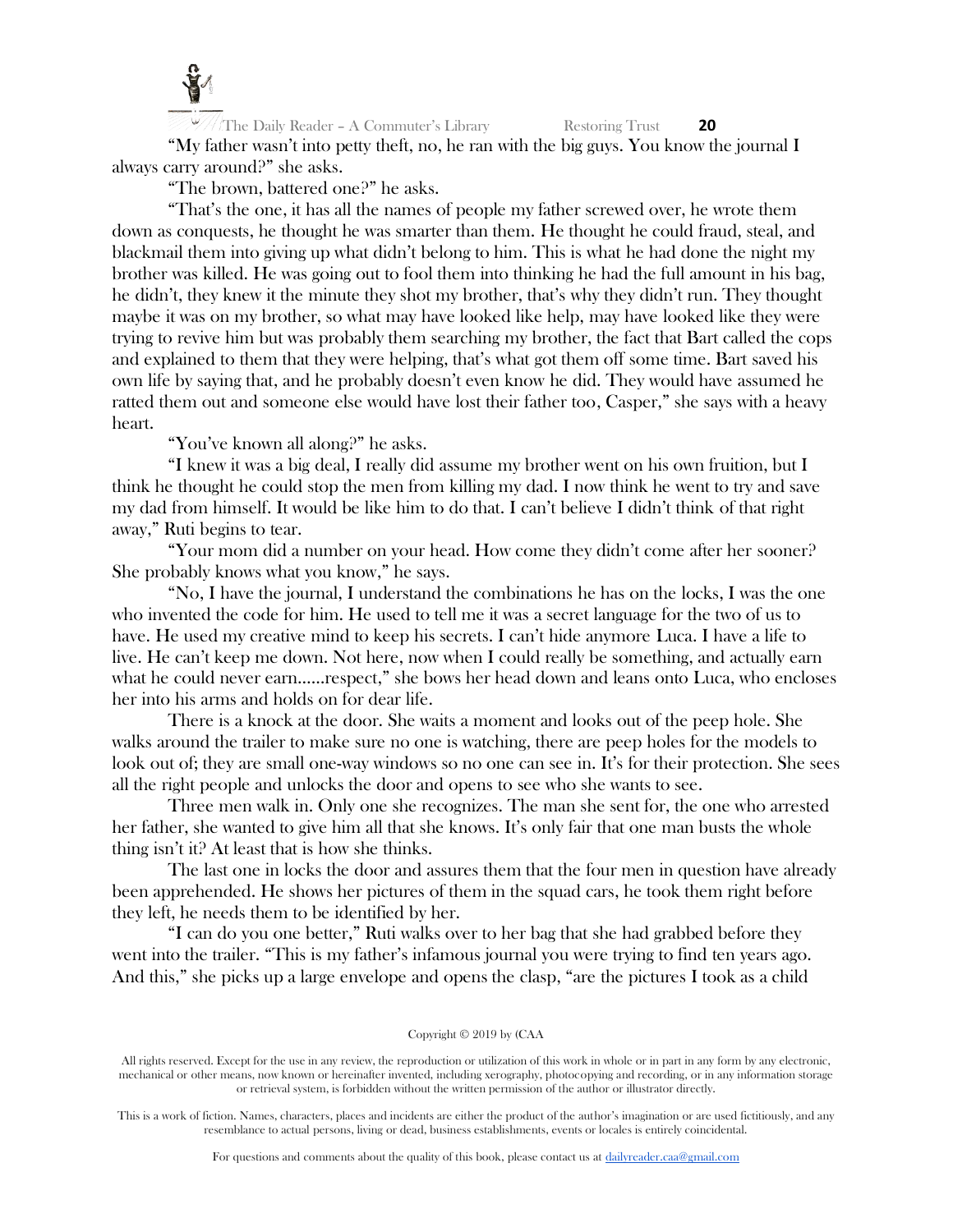"My father wasn't into petty theft, no, he ran with the big guys. You know the journal I always carry around?" she asks.

"The brown, battered one?" he asks.

"That's the one, it has all the names of people my father screwed over, he wrote them down as conquests, he thought he was smarter than them. He thought he could fraud, steal, and blackmail them into giving up what didn't belong to him. This is what he had done the night my brother was killed. He was going out to fool them into thinking he had the full amount in his bag, he didn't, they knew it the minute they shot my brother, that's why they didn't run. They thought maybe it was on my brother, so what may have looked like help, may have looked like they were trying to revive him but was probably them searching my brother, the fact that Bart called the cops and explained to them that they were helping, that's what got them off some time. Bart saved his own life by saying that, and he probably doesn't even know he did. They would have assumed he ratted them out and someone else would have lost their father too, Casper," she says with a heavy heart.

"You've known all along?" he asks.

"I knew it was a big deal, I really did assume my brother went on his own fruition, but I think he thought he could stop the men from killing my dad. I now think he went to try and save my dad from himself. It would be like him to do that. I can't believe I didn't think of that right away," Ruti begins to tear.

"Your mom did a number on your head. How come they didn't come after her sooner? She probably knows what you know," he says.

"No, I have the journal, I understand the combinations he has on the locks, I was the one who invented the code for him. He used to tell me it was a secret language for the two of us to have. He used my creative mind to keep his secrets. I can't hide anymore Luca. I have a life to live. He can't keep me down. Not here, now when I could really be something, and actually earn what he could never earn……respect," she bows her head down and leans onto Luca, who encloses her into his arms and holds on for dear life.

There is a knock at the door. She waits a moment and looks out of the peep hole. She walks around the trailer to make sure no one is watching, there are peep holes for the models to look out of; they are small one-way windows so no one can see in. It's for their protection. She sees all the right people and unlocks the door and opens to see who she wants to see.

Three men walk in. Only one she recognizes. The man she sent for, the one who arrested her father, she wanted to give him all that she knows. It's only fair that one man busts the whole thing isn't it? At least that is how she thinks.

The last one in locks the door and assures them that the four men in question have already been apprehended. He shows her pictures of them in the squad cars, he took them right before they left, he needs them to be identified by her.

"I can do you one better," Ruti walks over to her bag that she had grabbed before they went into the trailer. "This is my father's infamous journal you were trying to find ten years ago. And this," she picks up a large envelope and opens the clasp, "are the pictures I took as a child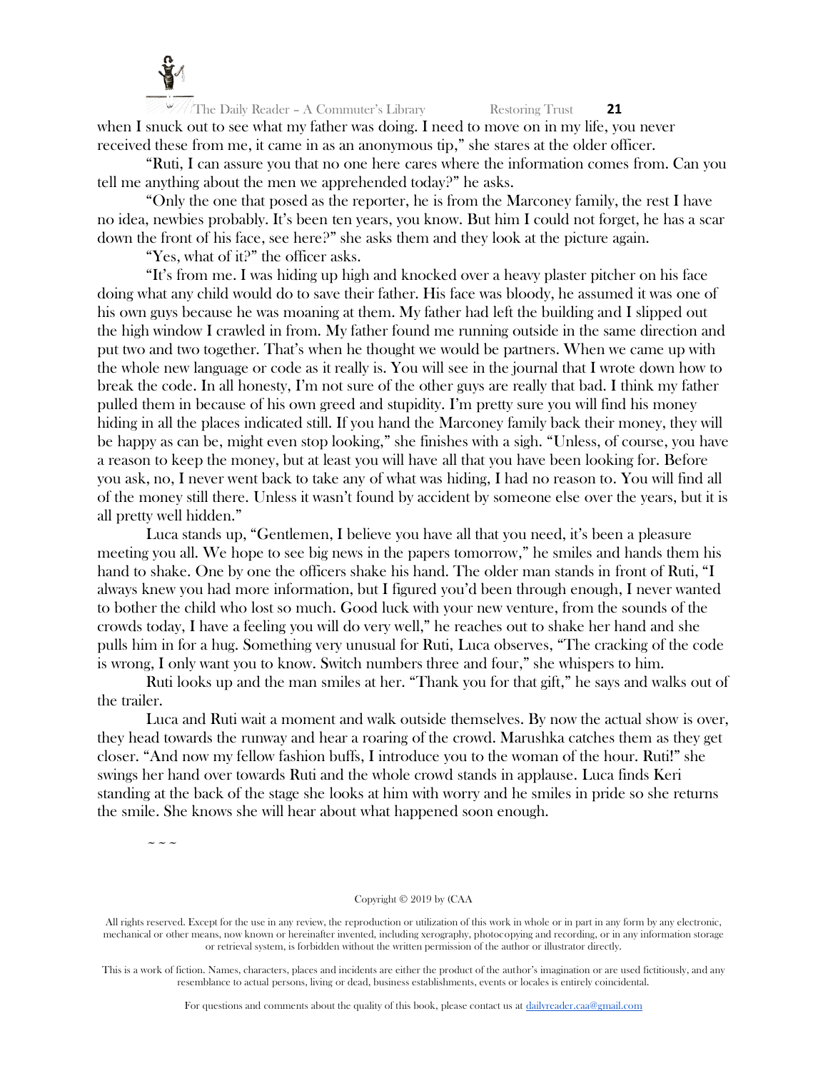when I snuck out to see what my father was doing. I need to move on in my life, you never received these from me, it came in as an anonymous tip," she stares at the older officer.

"Ruti, I can assure you that no one here cares where the information comes from. Can you tell me anything about the men we apprehended today?" he asks.

"Only the one that posed as the reporter, he is from the Marconey family, the rest I have no idea, newbies probably. It's been ten years, you know. But him I could not forget, he has a scar down the front of his face, see here?" she asks them and they look at the picture again.

"Yes, what of it?" the officer asks.

"It's from me. I was hiding up high and knocked over a heavy plaster pitcher on his face doing what any child would do to save their father. His face was bloody, he assumed it was one of his own guys because he was moaning at them. My father had left the building and I slipped out the high window I crawled in from. My father found me running outside in the same direction and put two and two together. That's when he thought we would be partners. When we came up with the whole new language or code as it really is. You will see in the journal that I wrote down how to break the code. In all honesty, I'm not sure of the other guys are really that bad. I think my father pulled them in because of his own greed and stupidity. I'm pretty sure you will find his money hiding in all the places indicated still. If you hand the Marconey family back their money, they will be happy as can be, might even stop looking," she finishes with a sigh. "Unless, of course, you have a reason to keep the money, but at least you will have all that you have been looking for. Before you ask, no, I never went back to take any of what was hiding, I had no reason to. You will find all of the money still there. Unless it wasn't found by accident by someone else over the years, but it is all pretty well hidden."

Luca stands up, "Gentlemen, I believe you have all that you need, it's been a pleasure meeting you all. We hope to see big news in the papers tomorrow," he smiles and hands them his hand to shake. One by one the officers shake his hand. The older man stands in front of Ruti, "I always knew you had more information, but I figured you'd been through enough, I never wanted to bother the child who lost so much. Good luck with your new venture, from the sounds of the crowds today, I have a feeling you will do very well," he reaches out to shake her hand and she pulls him in for a hug. Something very unusual for Ruti, Luca observes, "The cracking of the code is wrong, I only want you to know. Switch numbers three and four," she whispers to him.

Ruti looks up and the man smiles at her. "Thank you for that gift," he says and walks out of the trailer.

Luca and Ruti wait a moment and walk outside themselves. By now the actual show is over, they head towards the runway and hear a roaring of the crowd. Marushka catches them as they get closer. "And now my fellow fashion buffs, I introduce you to the woman of the hour. Ruti!" she swings her hand over towards Ruti and the whole crowd stands in applause. Luca finds Keri standing at the back of the stage she looks at him with worry and he smiles in pride so she returns the smile. She knows she will hear about what happened soon enough.

~ ~ ~

Copyright © 2019 by (CAA

All rights reserved. Except for the use in any review, the reproduction or utilization of this work in whole or in part in any form by any electronic, mechanical or other means, now known or hereinafter invented, including xerography, photocopying and recording, or in any information storage or retrieval system, is forbidden without the written permission of the author or illustrator directly.

This is a work of fiction. Names, characters, places and incidents are either the product of the author's imagination or are used fictitiously, and any resemblance to actual persons, living or dead, business establishments, events or locales is entirely coincidental.

For questions and comments about the quality of this book, please contact us at dailyreader.caa@gmail.com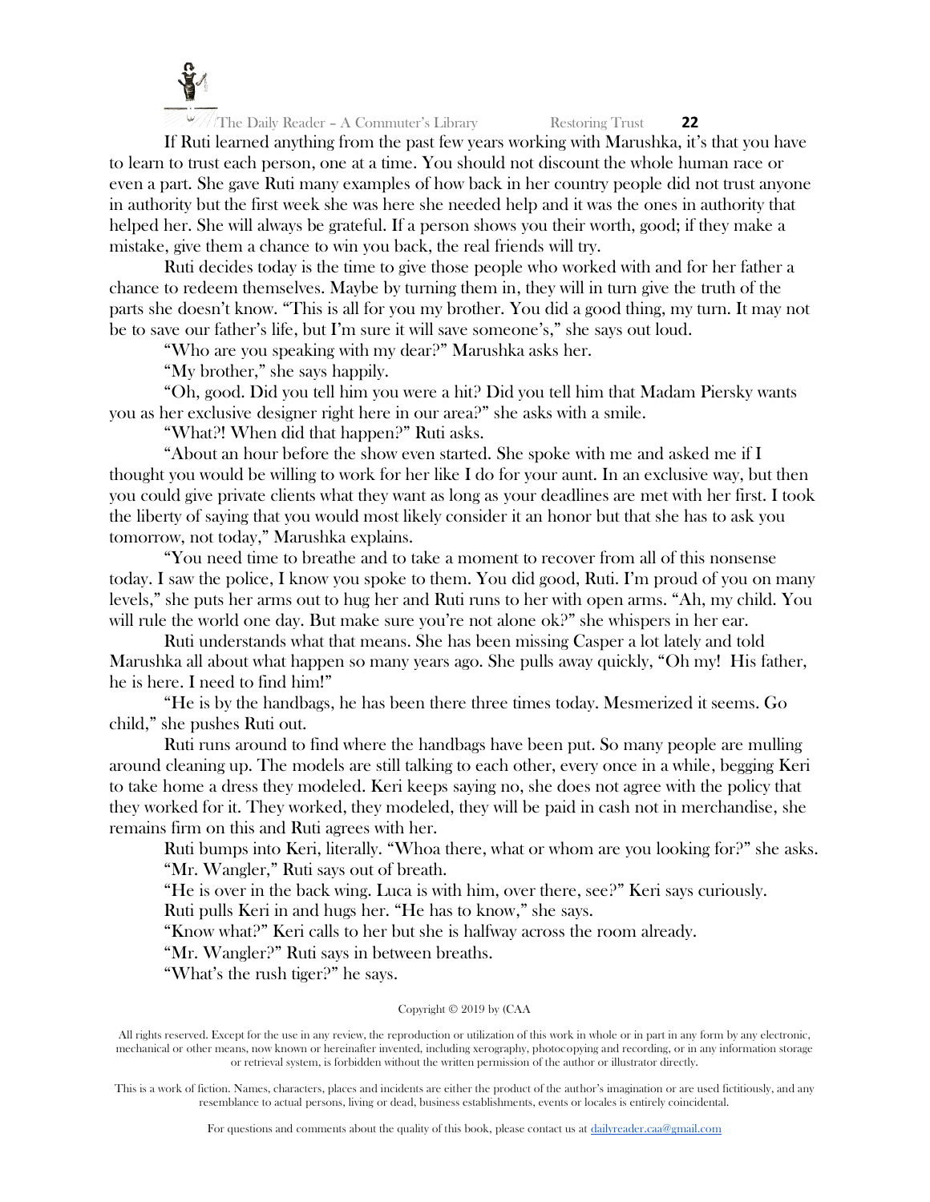If Ruti learned anything from the past few years working with Marushka, it's that you have to learn to trust each person, one at a time. You should not discount the whole human race or even a part. She gave Ruti many examples of how back in her country people did not trust anyone in authority but the first week she was here she needed help and it was the ones in authority that helped her. She will always be grateful. If a person shows you their worth, good; if they make a mistake, give them a chance to win you back, the real friends will try.

Ruti decides today is the time to give those people who worked with and for her father a chance to redeem themselves. Maybe by turning them in, they will in turn give the truth of the parts she doesn't know. "This is all for you my brother. You did a good thing, my turn. It may not be to save our father's life, but I'm sure it will save someone's," she says out loud.

"Who are you speaking with my dear?" Marushka asks her.

"My brother," she says happily.

"Oh, good. Did you tell him you were a hit? Did you tell him that Madam Piersky wants you as her exclusive designer right here in our area?" she asks with a smile.

"What?! When did that happen?" Ruti asks.

"About an hour before the show even started. She spoke with me and asked me if I thought you would be willing to work for her like I do for your aunt. In an exclusive way, but then you could give private clients what they want as long as your deadlines are met with her first. I took the liberty of saying that you would most likely consider it an honor but that she has to ask you tomorrow, not today," Marushka explains.

"You need time to breathe and to take a moment to recover from all of this nonsense today. I saw the police, I know you spoke to them. You did good, Ruti. I'm proud of you on many levels," she puts her arms out to hug her and Ruti runs to her with open arms. "Ah, my child. You will rule the world one day. But make sure you're not alone ok?" she whispers in her ear.

Ruti understands what that means. She has been missing Casper a lot lately and told Marushka all about what happen so many years ago. She pulls away quickly, "Oh my! His father, he is here. I need to find him!"

"He is by the handbags, he has been there three times today. Mesmerized it seems. Go child," she pushes Ruti out.

Ruti runs around to find where the handbags have been put. So many people are mulling around cleaning up. The models are still talking to each other, every once in a while, begging Keri to take home a dress they modeled. Keri keeps saying no, she does not agree with the policy that they worked for it. They worked, they modeled, they will be paid in cash not in merchandise, she remains firm on this and Ruti agrees with her.

Ruti bumps into Keri, literally. "Whoa there, what or whom are you looking for?" she asks.

"Mr. Wangler," Ruti says out of breath.

"He is over in the back wing. Luca is with him, over there, see?" Keri says curiously.

Ruti pulls Keri in and hugs her. "He has to know," she says.

"Know what?" Keri calls to her but she is halfway across the room already.

"Mr. Wangler?" Ruti says in between breaths.

"What's the rush tiger?" he says.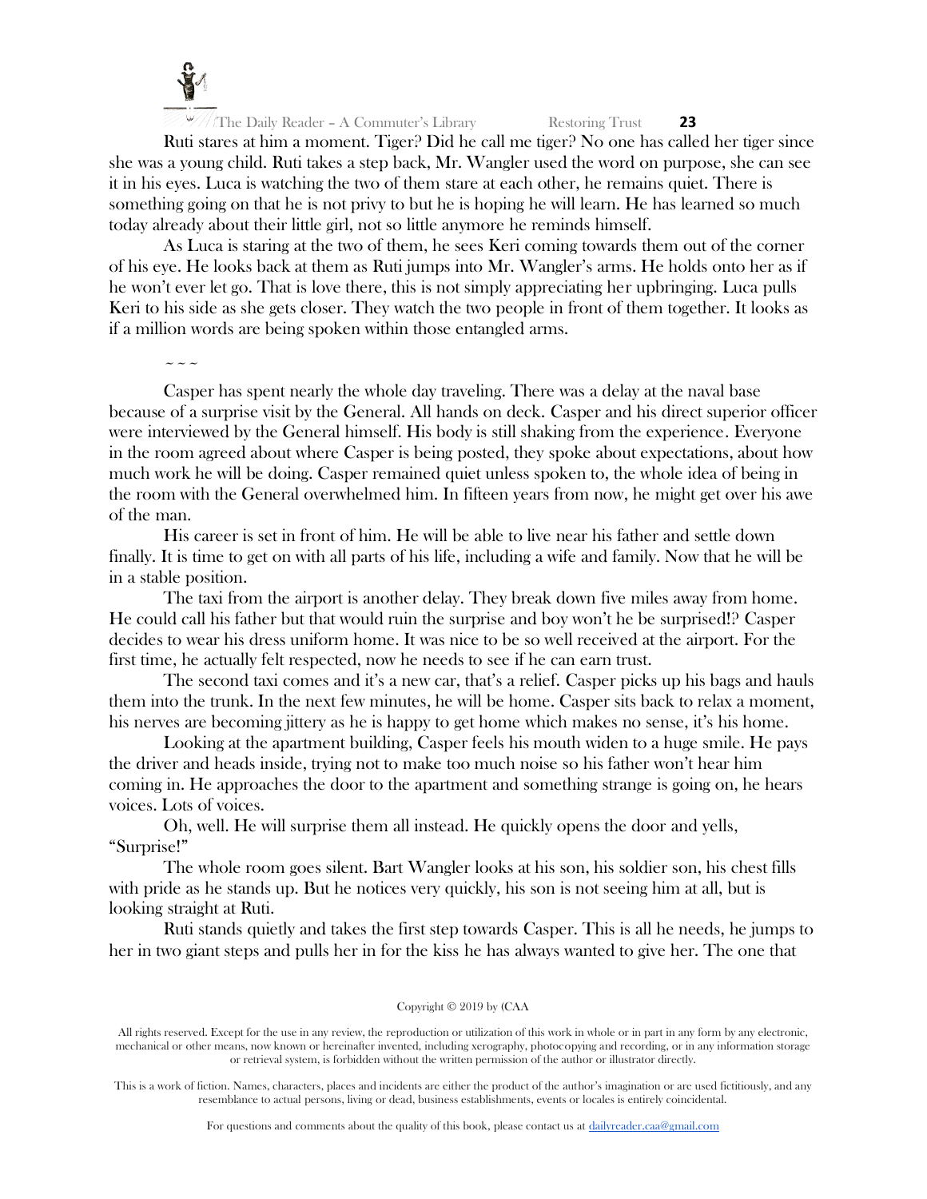Ruti stares at him a moment. Tiger? Did he call me tiger? No one has called her tiger since she was a young child. Ruti takes a step back, Mr. Wangler used the word on purpose, she can see it in his eyes. Luca is watching the two of them stare at each other, he remains quiet. There is something going on that he is not privy to but he is hoping he will learn. He has learned so much today already about their little girl, not so little anymore he reminds himself.

As Luca is staring at the two of them, he sees Keri coming towards them out of the corner of his eye. He looks back at them as Ruti jumps into Mr. Wangler's arms. He holds onto her as if he won't ever let go. That is love there, this is not simply appreciating her upbringing. Luca pulls Keri to his side as she gets closer. They watch the two people in front of them together. It looks as if a million words are being spoken within those entangled arms.

~ ~ ~

Casper has spent nearly the whole day traveling. There was a delay at the naval base because of a surprise visit by the General. All hands on deck. Casper and his direct superior officer were interviewed by the General himself. His body is still shaking from the experience. Everyone in the room agreed about where Casper is being posted, they spoke about expectations, about how much work he will be doing. Casper remained quiet unless spoken to, the whole idea of being in the room with the General overwhelmed him. In fifteen years from now, he might get over his awe of the man.

His career is set in front of him. He will be able to live near his father and settle down finally. It is time to get on with all parts of his life, including a wife and family. Now that he will be in a stable position.

The taxi from the airport is another delay. They break down five miles away from home. He could call his father but that would ruin the surprise and boy won't he be surprised!? Casper decides to wear his dress uniform home. It was nice to be so well received at the airport. For the first time, he actually felt respected, now he needs to see if he can earn trust.

The second taxi comes and it's a new car, that's a relief. Casper picks up his bags and hauls them into the trunk. In the next few minutes, he will be home. Casper sits back to relax a moment, his nerves are becoming jittery as he is happy to get home which makes no sense, it's his home.

Looking at the apartment building, Casper feels his mouth widen to a huge smile. He pays the driver and heads inside, trying not to make too much noise so his father won't hear him coming in. He approaches the door to the apartment and something strange is going on, he hears voices. Lots of voices.

Oh, well. He will surprise them all instead. He quickly opens the door and yells, "Surprise!"

The whole room goes silent. Bart Wangler looks at his son, his soldier son, his chest fills with pride as he stands up. But he notices very quickly, his son is not seeing him at all, but is looking straight at Ruti.

Ruti stands quietly and takes the first step towards Casper. This is all he needs, he jumps to her in two giant steps and pulls her in for the kiss he has always wanted to give her. The one that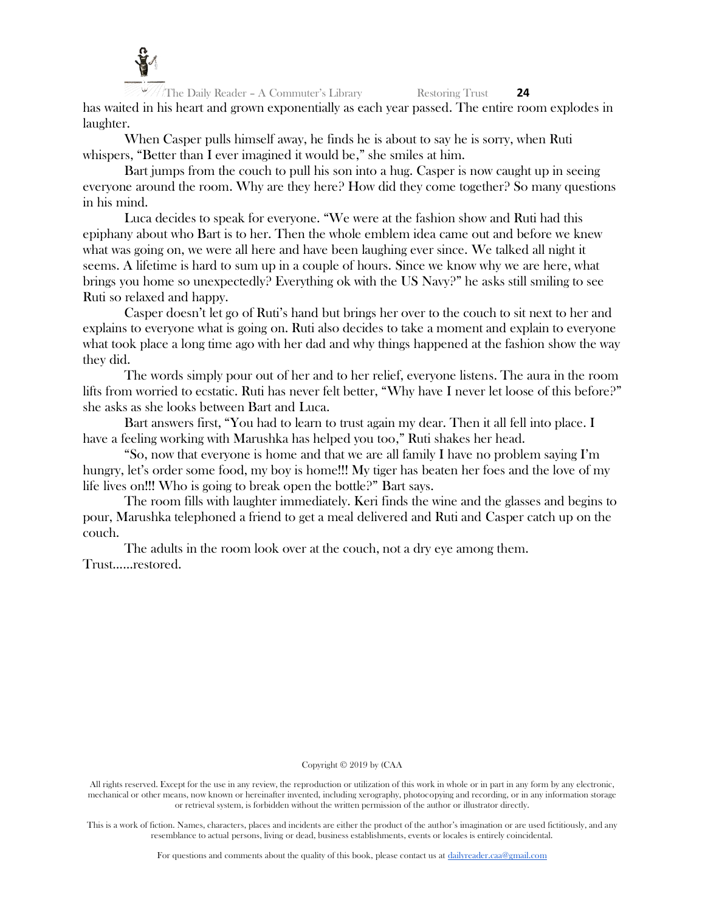has waited in his heart and grown exponentially as each year passed. The entire room explodes in laughter.

When Casper pulls himself away, he finds he is about to say he is sorry, when Ruti whispers, "Better than I ever imagined it would be," she smiles at him.

Bart jumps from the couch to pull his son into a hug. Casper is now caught up in seeing everyone around the room. Why are they here? How did they come together? So many questions in his mind.

Luca decides to speak for everyone. "We were at the fashion show and Ruti had this epiphany about who Bart is to her. Then the whole emblem idea came out and before we knew what was going on, we were all here and have been laughing ever since. We talked all night it seems. A lifetime is hard to sum up in a couple of hours. Since we know why we are here, what brings you home so unexpectedly? Everything ok with the US Navy?" he asks still smiling to see Ruti so relaxed and happy.

Casper doesn't let go of Ruti's hand but brings her over to the couch to sit next to her and explains to everyone what is going on. Ruti also decides to take a moment and explain to everyone what took place a long time ago with her dad and why things happened at the fashion show the way they did.

The words simply pour out of her and to her relief, everyone listens. The aura in the room lifts from worried to ecstatic. Ruti has never felt better, "Why have I never let loose of this before?" she asks as she looks between Bart and Luca.

Bart answers first, "You had to learn to trust again my dear. Then it all fell into place. I have a feeling working with Marushka has helped you too," Ruti shakes her head.

"So, now that everyone is home and that we are all family I have no problem saying I'm hungry, let's order some food, my boy is home!!! My tiger has beaten her foes and the love of my life lives on!!! Who is going to break open the bottle?" Bart says.

The room fills with laughter immediately. Keri finds the wine and the glasses and begins to pour, Marushka telephoned a friend to get a meal delivered and Ruti and Casper catch up on the couch.

The adults in the room look over at the couch, not a dry eye among them.

Trust……restored.

Copyright © 2019 by (CAA

All rights reserved. Except for the use in any review, the reproduction or utilization of this work in whole or in part in any form by any electronic, mechanical or other means, now known or hereinafter invented, including xerography, photocopying and recording, or in any information storage or retrieval system, is forbidden without the written permission of the author or illustrator directly.

This is a work of fiction. Names, characters, places and incidents are either the product of the author's imagination or are used fictitiously, and any resemblance to actual persons, living or dead, business establishments, events or locales is entirely coincidental.

For questions and comments about the quality of this book, please contact us at dailyreader.caa@gmail.com